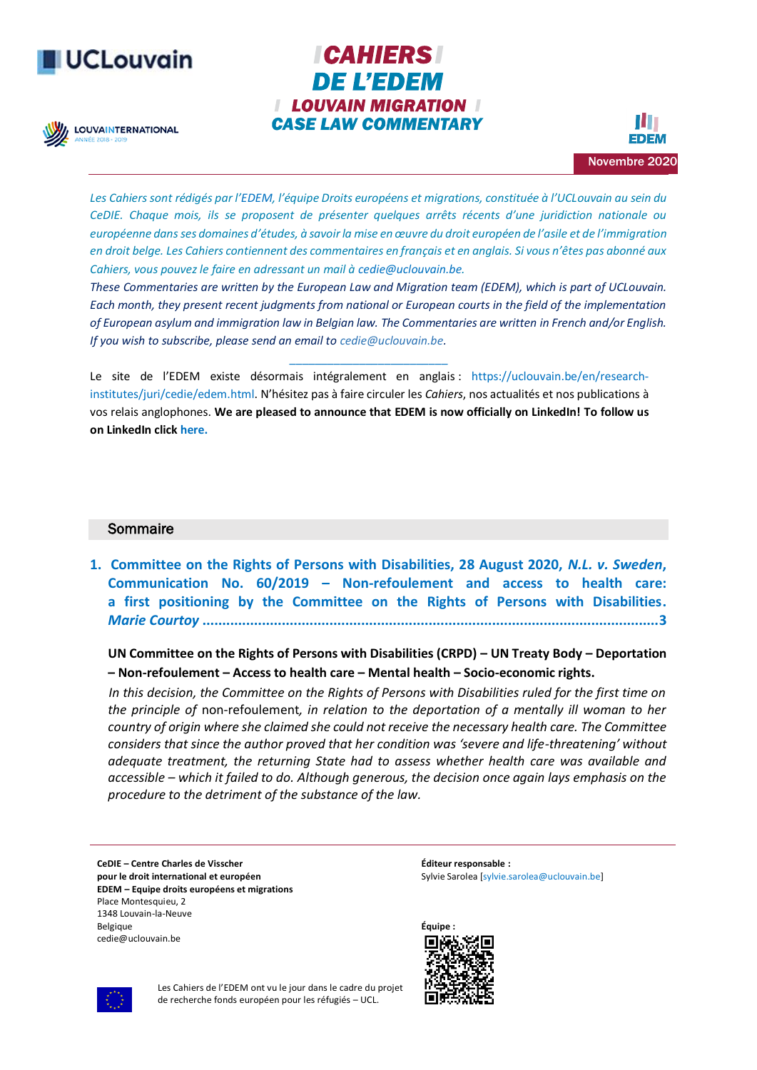# CAHIERS DE L'EDEM

## LOUVAIN MIGRATION CASE LAW COMMENTARY

Novembre 2020

*Les Cahiers sont rédigés par l'EDEM, l'équipe Droits européens et migrations, constituée à l'UCLouvain au sein du CeDIE. Chaque mois, ils se proposent de présenter quelques arrêts récents d'une juridiction nationale ou européenne dans ses domaines d'études, à savoir la mise en œuvre du droit européen de l'asile et de l'immigration en droit belge. Les Cahiers contiennent des commentaires en français et en anglais. Si vous n'êtes pas abonné aux Cahiers, vous pouvez le faire en adressant un mail à cedie@uclouvain.be.*

*These Commentaries are written by the European Law and Migration team (EDEM), which is part of UCLouvain. Each month, they present recent judgments from national or European courts in the field of the implementation of European asylum and immigration law in Belgian law. The Commentaries are written in French and/or English. If you wish to subscribe, please send an email to cedie@uclouvain.be.*

---

Le site de l'EDEM existe désormais intégralement en anglais : https://uclouvain.be/en/research-institutes/juri/cedie/edem.html. N'hésitez pas à faire circuler les *Cahiers*, nos actualités et nos publications à vos relais anglophones. **We are pleased to announce that EDEM is now officially on LinkedIn! To follow us on LinkedIn click here.**

## Sommaire

1. **Committee on the Rights of Persons with Disabilities, 28 August 2020, *N.L. v. Sweden*, Communication No. 60/2019 – Non-refoulement and access to health care: a first positioning by the Committee on the Rights of Persons with Disabilities. *Marie Courtoy* ......3**

**UN Committee on the Rights of Persons with Disabilities (CRPD) – UN Treaty Body – Deportation – Non-refoulement – Access to health care – Mental health – Socio-economic rights.**

*In this decision, the Committee on the Rights of Persons with Disabilities ruled for the first time on the principle of* non-refoulement*, in relation to the deportation of a mentally ill woman to her country of origin where she claimed she could not receive the necessary health care. The Committee considers that since the author proved that her condition was 'severe and life-threatening' without adequate treatment, the returning State had to assess whether health care was available and accessible – which it failed to do. Although generous, the decision once again lays emphasis on the procedure to the detriment of the substance of the law.*

---

**CeDIE – Centre Charles de Visscher pour le droit international et européen**
**EDEM – Equipe droits européens et migrations**
Place Montesquieu, 2
1348 Louvain-la-Neuve
Belgique
cedie@uclouvain.be

**Éditeur responsable :**
Sylvie Sarolea [sylvie.sarolea@uclouvain.be]

**Équipe :**

Les Cahiers de l'EDEM ont vu le jour dans le cadre du projet de recherche fonds européen pour les réfugiés – UCL.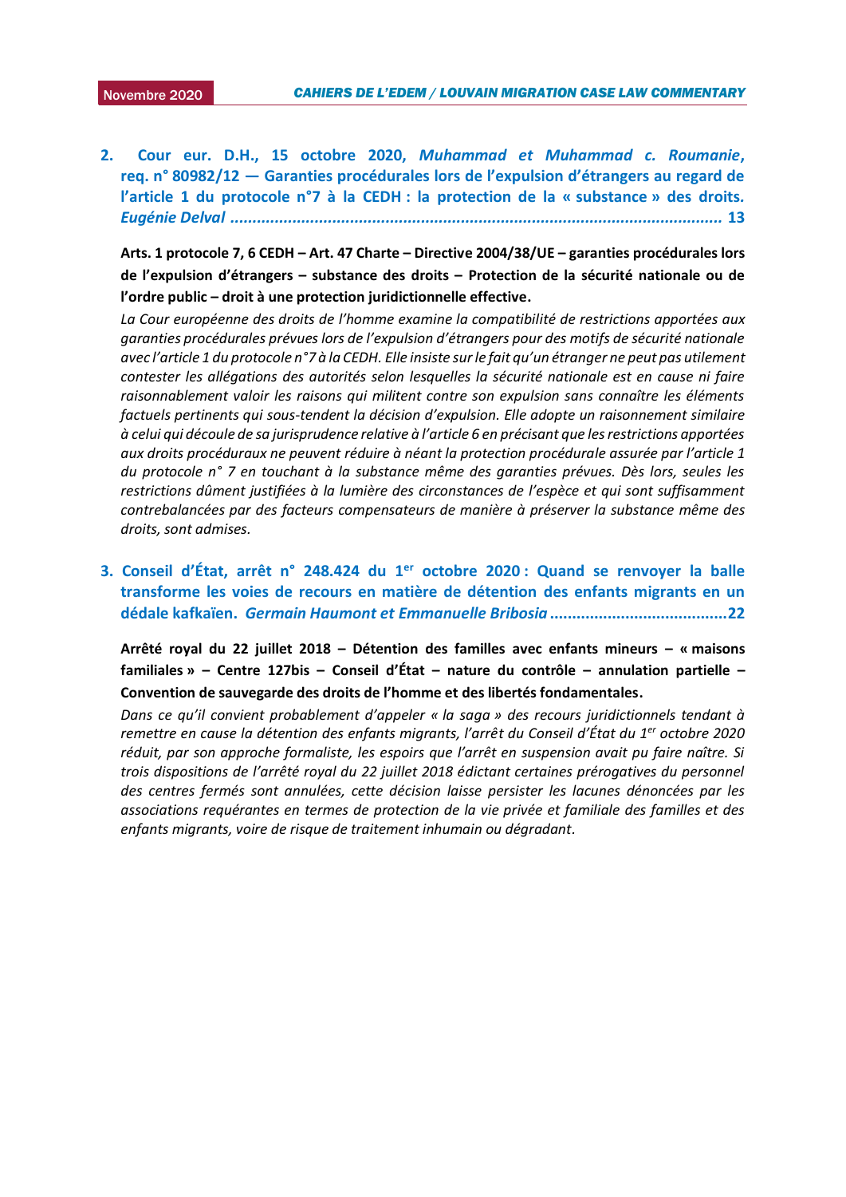2. **Cour eur. D.H., 15 octobre 2020, *Muhammad et Muhammad c. Roumanie*, req. n° 80982/12 — Garanties procédurales lors de l'expulsion d'étrangers au regard de l'article 1 du protocole n°7 à la CEDH : la protection de la « substance » des droits. *Eugénie Delval* .............................................................................................................. 13**

**Arts. 1 protocole 7, 6 CEDH – Art. 47 Charte – Directive 2004/38/UE – garanties procédurales lors de l'expulsion d'étrangers – substance des droits – Protection de la sécurité nationale ou de l'ordre public – droit à une protection juridictionnelle effective.**

*La Cour européenne des droits de l'homme examine la compatibilité de restrictions apportées aux garanties procédurales prévues lors de l'expulsion d'étrangers pour des motifs de sécurité nationale avec l'article 1 du protocole n°7 à la CEDH. Elle insiste sur le fait qu'un étranger ne peut pas utilement contester les allégations des autorités selon lesquelles la sécurité nationale est en cause ni faire raisonnablement valoir les raisons qui militent contre son expulsion sans connaître les éléments factuels pertinents qui sous-tendent la décision d'expulsion. Elle adopte un raisonnement similaire à celui qui découle de sa jurisprudence relative à l'article 6 en précisant que les restrictions apportées aux droits procéduraux ne peuvent réduire à néant la protection procédurale assurée par l'article 1 du protocole n° 7 en touchant à la substance même des garanties prévues. Dès lors, seules les restrictions dûment justifiées à la lumière des circonstances de l'espèce et qui sont suffisamment contrebalancées par des facteurs compensateurs de manière à préserver la substance même des droits, sont admises.*

3. **Conseil d'État, arrêt n° 248.424 du 1er octobre 2020 : Quand se renvoyer la balle transforme les voies de recours en matière de détention des enfants migrants en un dédale kafkaïen. *Germain Haumont et Emmanuelle Bribosia* .......................................22**

**Arrêté royal du 22 juillet 2018 – Détention des familles avec enfants mineurs – « maisons familiales » – Centre 127bis – Conseil d'État – nature du contrôle – annulation partielle – Convention de sauvegarde des droits de l'homme et des libertés fondamentales.**

*Dans ce qu'il convient probablement d'appeler « la saga » des recours juridictionnels tendant à remettre en cause la détention des enfants migrants, l'arrêt du Conseil d'État du 1er octobre 2020 réduit, par son approche formaliste, les espoirs que l'arrêt en suspension avait pu faire naître. Si trois dispositions de l'arrêté royal du 22 juillet 2018 édictant certaines prérogatives du personnel des centres fermés sont annulées, cette décision laisse persister les lacunes dénoncées par les associations requérantes en termes de protection de la vie privée et familiale des familles et des enfants migrants, voire de risque de traitement inhumain ou dégradant.*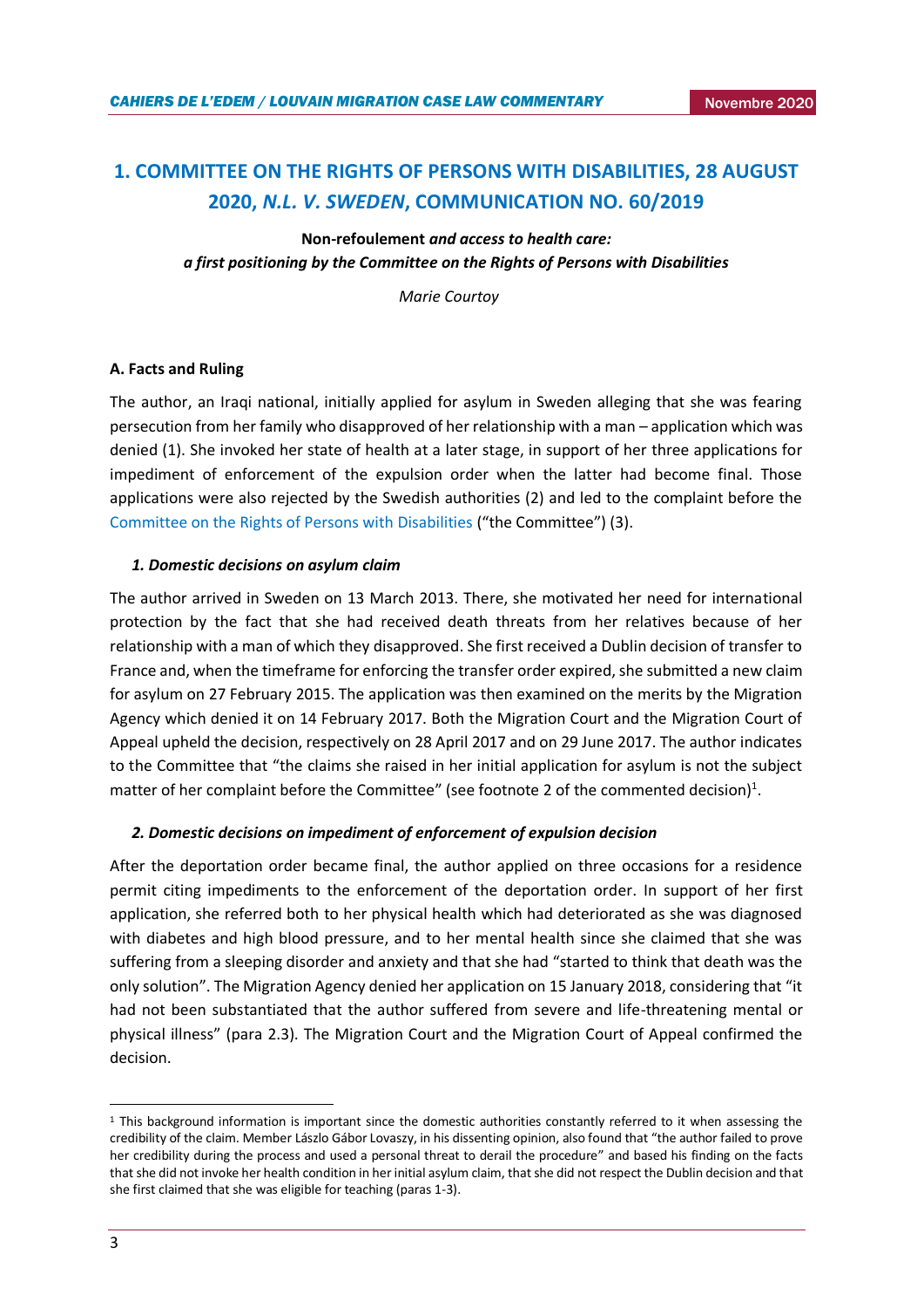## 1. COMMITTEE ON THE RIGHTS OF PERSONS WITH DISABILITIES, 28 AUGUST 2020, *N.L. V. SWEDEN*, COMMUNICATION NO. 60/2019

**Non-refoulement *and access to health care: a first positioning by the Committee on the Rights of Persons with Disabilities***

*Marie Courtoy*

### A. Facts and Ruling

The author, an Iraqi national, initially applied for asylum in Sweden alleging that she was fearing persecution from her family who disapproved of her relationship with a man – application which was denied (1). She invoked her state of health at a later stage, in support of her three applications for impediment of enforcement of the expulsion order when the latter had become final. Those applications were also rejected by the Swedish authorities (2) and led to the complaint before the Committee on the Rights of Persons with Disabilities ("the Committee") (3).

#### *1. Domestic decisions on asylum claim*

The author arrived in Sweden on 13 March 2013. There, she motivated her need for international protection by the fact that she had received death threats from her relatives because of her relationship with a man of which they disapproved. She first received a Dublin decision of transfer to France and, when the timeframe for enforcing the transfer order expired, she submitted a new claim for asylum on 27 February 2015. The application was then examined on the merits by the Migration Agency which denied it on 14 February 2017. Both the Migration Court and the Migration Court of Appeal upheld the decision, respectively on 28 April 2017 and on 29 June 2017. The author indicates to the Committee that "the claims she raised in her initial application for asylum is not the subject matter of her complaint before the Committee" (see footnote 2 of the commented decision)[1].

#### *2. Domestic decisions on impediment of enforcement of expulsion decision*

After the deportation order became final, the author applied on three occasions for a residence permit citing impediments to the enforcement of the deportation order. In support of her first application, she referred both to her physical health which had deteriorated as she was diagnosed with diabetes and high blood pressure, and to her mental health since she claimed that she was suffering from a sleeping disorder and anxiety and that she had "started to think that death was the only solution". The Migration Agency denied her application on 15 January 2018, considering that "it had not been substantiated that the author suffered from severe and life-threatening mental or physical illness" (para 2.3). The Migration Court and the Migration Court of Appeal confirmed the decision.

[1] This background information is important since the domestic authorities constantly referred to it when assessing the credibility of the claim. Member László Gábor Lovaszy, in his dissenting opinion, also found that "the author failed to prove her credibility during the process and used a personal threat to derail the procedure" and based his finding on the facts that she did not invoke her health condition in her initial asylum claim, that she did not respect the Dublin decision and that she first claimed that she was eligible for teaching (paras 1-3).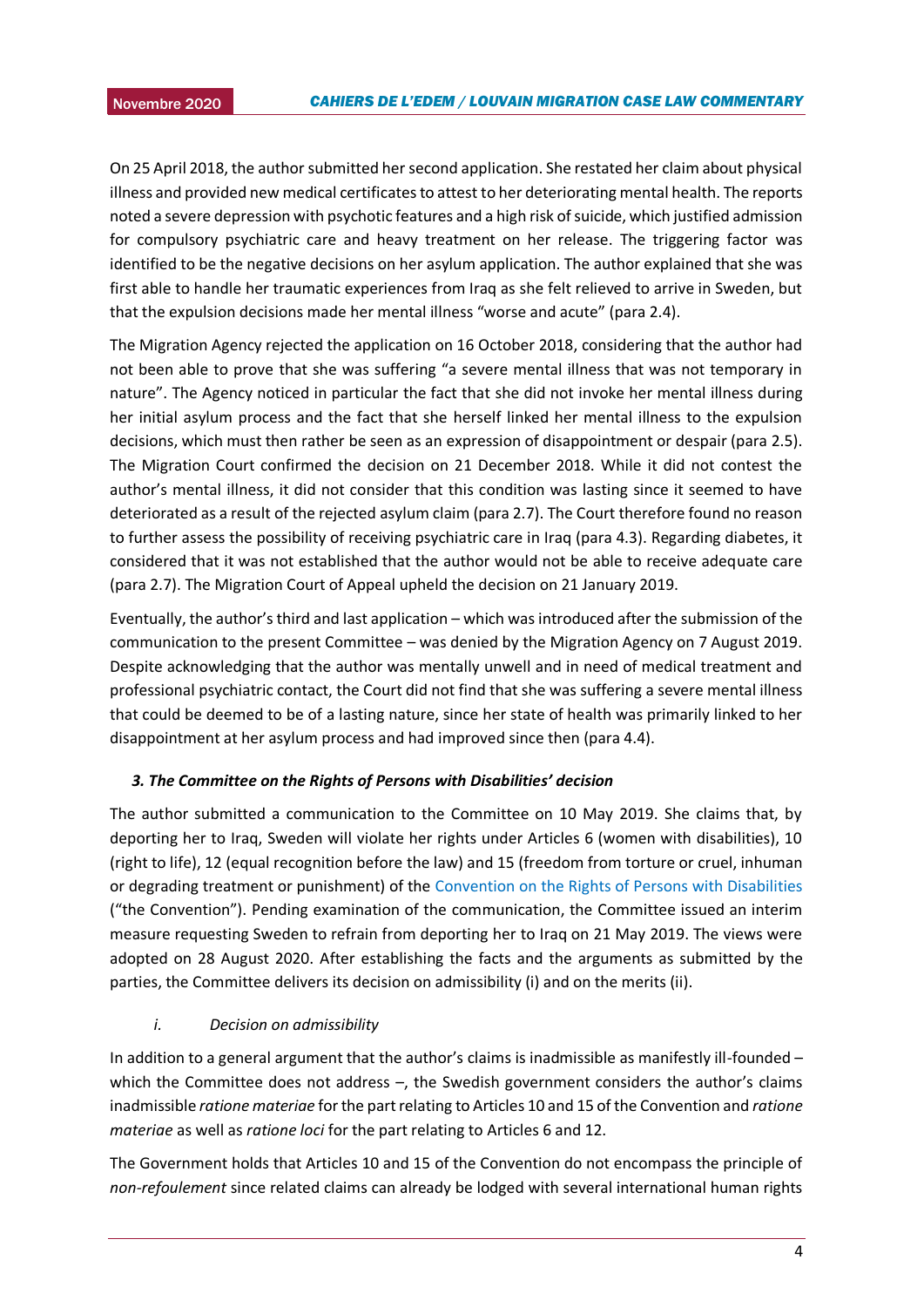On 25 April 2018, the author submitted her second application. She restated her claim about physical illness and provided new medical certificates to attest to her deteriorating mental health. The reports noted a severe depression with psychotic features and a high risk of suicide, which justified admission for compulsory psychiatric care and heavy treatment on her release. The triggering factor was identified to be the negative decisions on her asylum application. The author explained that she was first able to handle her traumatic experiences from Iraq as she felt relieved to arrive in Sweden, but that the expulsion decisions made her mental illness "worse and acute" (para 2.4).

The Migration Agency rejected the application on 16 October 2018, considering that the author had not been able to prove that she was suffering "a severe mental illness that was not temporary in nature". The Agency noticed in particular the fact that she did not invoke her mental illness during her initial asylum process and the fact that she herself linked her mental illness to the expulsion decisions, which must then rather be seen as an expression of disappointment or despair (para 2.5). The Migration Court confirmed the decision on 21 December 2018. While it did not contest the author's mental illness, it did not consider that this condition was lasting since it seemed to have deteriorated as a result of the rejected asylum claim (para 2.7). The Court therefore found no reason to further assess the possibility of receiving psychiatric care in Iraq (para 4.3). Regarding diabetes, it considered that it was not established that the author would not be able to receive adequate care (para 2.7). The Migration Court of Appeal upheld the decision on 21 January 2019.

Eventually, the author's third and last application – which was introduced after the submission of the communication to the present Committee – was denied by the Migration Agency on 7 August 2019. Despite acknowledging that the author was mentally unwell and in need of medical treatment and professional psychiatric contact, the Court did not find that she was suffering a severe mental illness that could be deemed to be of a lasting nature, since her state of health was primarily linked to her disappointment at her asylum process and had improved since then (para 4.4).

### *3. The Committee on the Rights of Persons with Disabilities' decision*

The author submitted a communication to the Committee on 10 May 2019. She claims that, by deporting her to Iraq, Sweden will violate her rights under Articles 6 (women with disabilities), 10 (right to life), 12 (equal recognition before the law) and 15 (freedom from torture or cruel, inhuman or degrading treatment or punishment) of the Convention on the Rights of Persons with Disabilities ("the Convention"). Pending examination of the communication, the Committee issued an interim measure requesting Sweden to refrain from deporting her to Iraq on 21 May 2019. The views were adopted on 28 August 2020. After establishing the facts and the arguments as submitted by the parties, the Committee delivers its decision on admissibility (i) and on the merits (ii).

#### *i. Decision on admissibility*

In addition to a general argument that the author's claims is inadmissible as manifestly ill-founded – which the Committee does not address –, the Swedish government considers the author's claims inadmissible *ratione materiae* for the part relating to Articles 10 and 15 of the Convention and *ratione materiae* as well as *ratione loci* for the part relating to Articles 6 and 12.

The Government holds that Articles 10 and 15 of the Convention do not encompass the principle of *non-refoulement* since related claims can already be lodged with several international human rights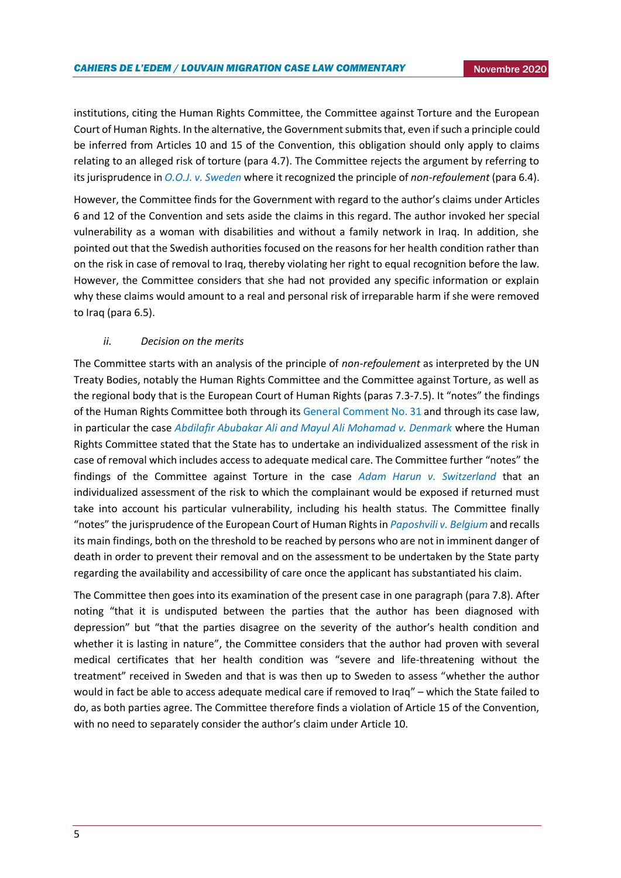institutions, citing the Human Rights Committee, the Committee against Torture and the European Court of Human Rights. In the alternative, the Government submits that, even if such a principle could be inferred from Articles 10 and 15 of the Convention, this obligation should only apply to claims relating to an alleged risk of torture (para 4.7). The Committee rejects the argument by referring to its jurisprudence in *O.O.J. v. Sweden* where it recognized the principle of *non-refoulement* (para 6.4).

However, the Committee finds for the Government with regard to the author's claims under Articles 6 and 12 of the Convention and sets aside the claims in this regard. The author invoked her special vulnerability as a woman with disabilities and without a family network in Iraq. In addition, she pointed out that the Swedish authorities focused on the reasons for her health condition rather than on the risk in case of removal to Iraq, thereby violating her right to equal recognition before the law. However, the Committee considers that she had not provided any specific information or explain why these claims would amount to a real and personal risk of irreparable harm if she were removed to Iraq (para 6.5).

*ii. Decision on the merits*

The Committee starts with an analysis of the principle of *non-refoulement* as interpreted by the UN Treaty Bodies, notably the Human Rights Committee and the Committee against Torture, as well as the regional body that is the European Court of Human Rights (paras 7.3-7.5). It "notes" the findings of the Human Rights Committee both through its General Comment No. 31 and through its case law, in particular the case *Abdilafir Abubakar Ali and Mayul Ali Mohamad v. Denmark* where the Human Rights Committee stated that the State has to undertake an individualized assessment of the risk in case of removal which includes access to adequate medical care. The Committee further "notes" the findings of the Committee against Torture in the case *Adam Harun v. Switzerland* that an individualized assessment of the risk to which the complainant would be exposed if returned must take into account his particular vulnerability, including his health status. The Committee finally "notes" the jurisprudence of the European Court of Human Rights in *Paposhvili v. Belgium* and recalls its main findings, both on the threshold to be reached by persons who are not in imminent danger of death in order to prevent their removal and on the assessment to be undertaken by the State party regarding the availability and accessibility of care once the applicant has substantiated his claim.

The Committee then goes into its examination of the present case in one paragraph (para 7.8). After noting "that it is undisputed between the parties that the author has been diagnosed with depression" but "that the parties disagree on the severity of the author's health condition and whether it is lasting in nature", the Committee considers that the author had proven with several medical certificates that her health condition was "severe and life-threatening without the treatment" received in Sweden and that is was then up to Sweden to assess "whether the author would in fact be able to access adequate medical care if removed to Iraq" – which the State failed to do, as both parties agree. The Committee therefore finds a violation of Article 15 of the Convention, with no need to separately consider the author's claim under Article 10.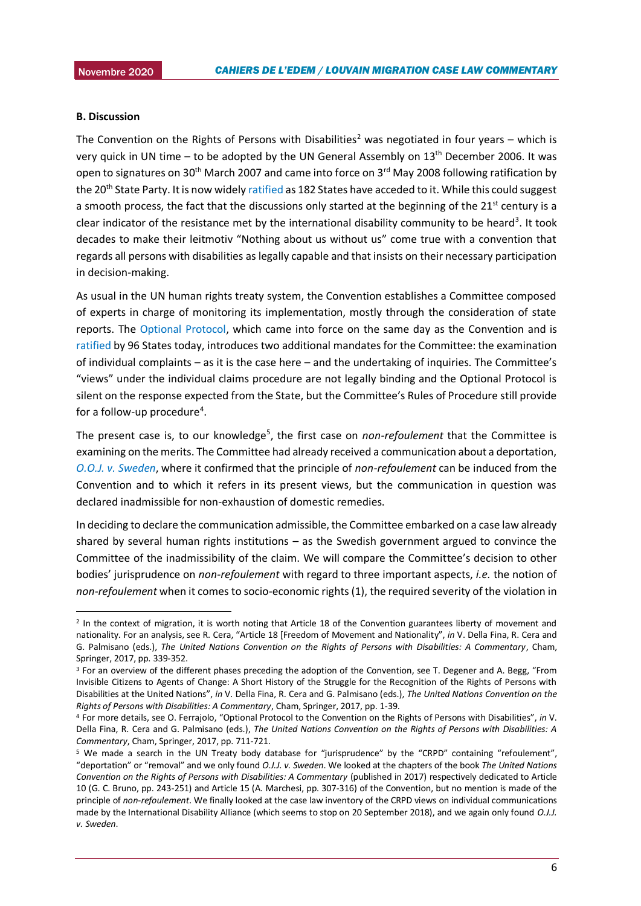### B. Discussion

The Convention on the Rights of Persons with Disabilities[2] was negotiated in four years – which is very quick in UN time – to be adopted by the UN General Assembly on 13th December 2006. It was open to signatures on 30th March 2007 and came into force on 3rd May 2008 following ratification by the 20th State Party. It is now widely ratified as 182 States have acceded to it. While this could suggest a smooth process, the fact that the discussions only started at the beginning of the 21st century is a clear indicator of the resistance met by the international disability community to be heard[3]. It took decades to make their leitmotiv "Nothing about us without us" come true with a convention that regards all persons with disabilities as legally capable and that insists on their necessary participation in decision-making.

As usual in the UN human rights treaty system, the Convention establishes a Committee composed of experts in charge of monitoring its implementation, mostly through the consideration of state reports. The Optional Protocol, which came into force on the same day as the Convention and is ratified by 96 States today, introduces two additional mandates for the Committee: the examination of individual complaints – as it is the case here – and the undertaking of inquiries. The Committee's "views" under the individual claims procedure are not legally binding and the Optional Protocol is silent on the response expected from the State, but the Committee's Rules of Procedure still provide for a follow-up procedure[4].

The present case is, to our knowledge[5], the first case on *non-refoulement* that the Committee is examining on the merits. The Committee had already received a communication about a deportation, *O.O.J. v. Sweden*, where it confirmed that the principle of *non-refoulement* can be induced from the Convention and to which it refers in its present views, but the communication in question was declared inadmissible for non-exhaustion of domestic remedies.

In deciding to declare the communication admissible, the Committee embarked on a case law already shared by several human rights institutions – as the Swedish government argued to convince the Committee of the inadmissibility of the claim. We will compare the Committee's decision to other bodies' jurisprudence on *non-refoulement* with regard to three important aspects, *i.e.* the notion of *non-refoulement* when it comes to socio-economic rights (1), the required severity of the violation in

---

[2] In the context of migration, it is worth noting that Article 18 of the Convention guarantees liberty of movement and nationality. For an analysis, see R. Cera, "Article 18 [Freedom of Movement and Nationality", *in* V. Della Fina, R. Cera and G. Palmisano (eds.), *The United Nations Convention on the Rights of Persons with Disabilities: A Commentary*, Cham, Springer, 2017, pp. 339-352.

[3] For an overview of the different phases preceding the adoption of the Convention, see T. Degener and A. Begg, "From Invisible Citizens to Agents of Change: A Short History of the Struggle for the Recognition of the Rights of Persons with Disabilities at the United Nations", *in* V. Della Fina, R. Cera and G. Palmisano (eds.), *The United Nations Convention on the Rights of Persons with Disabilities: A Commentary*, Cham, Springer, 2017, pp. 1-39.

[4] For more details, see O. Ferrajolo, "Optional Protocol to the Convention on the Rights of Persons with Disabilities", *in* V. Della Fina, R. Cera and G. Palmisano (eds.), *The United Nations Convention on the Rights of Persons with Disabilities: A Commentary*, Cham, Springer, 2017, pp. 711-721.

[5] We made a search in the UN Treaty body database for "jurisprudence" by the "CRPD" containing "refoulement", "deportation" or "removal" and we only found *O.J.J. v. Sweden*. We looked at the chapters of the book *The United Nations Convention on the Rights of Persons with Disabilities: A Commentary* (published in 2017) respectively dedicated to Article 10 (G. C. Bruno, pp. 243-251) and Article 15 (A. Marchesi, pp. 307-316) of the Convention, but no mention is made of the principle of *non-refoulement*. We finally looked at the case law inventory of the CRPD views on individual communications made by the International Disability Alliance (which seems to stop on 20 September 2018), and we again only found *O.J.J. v. Sweden*.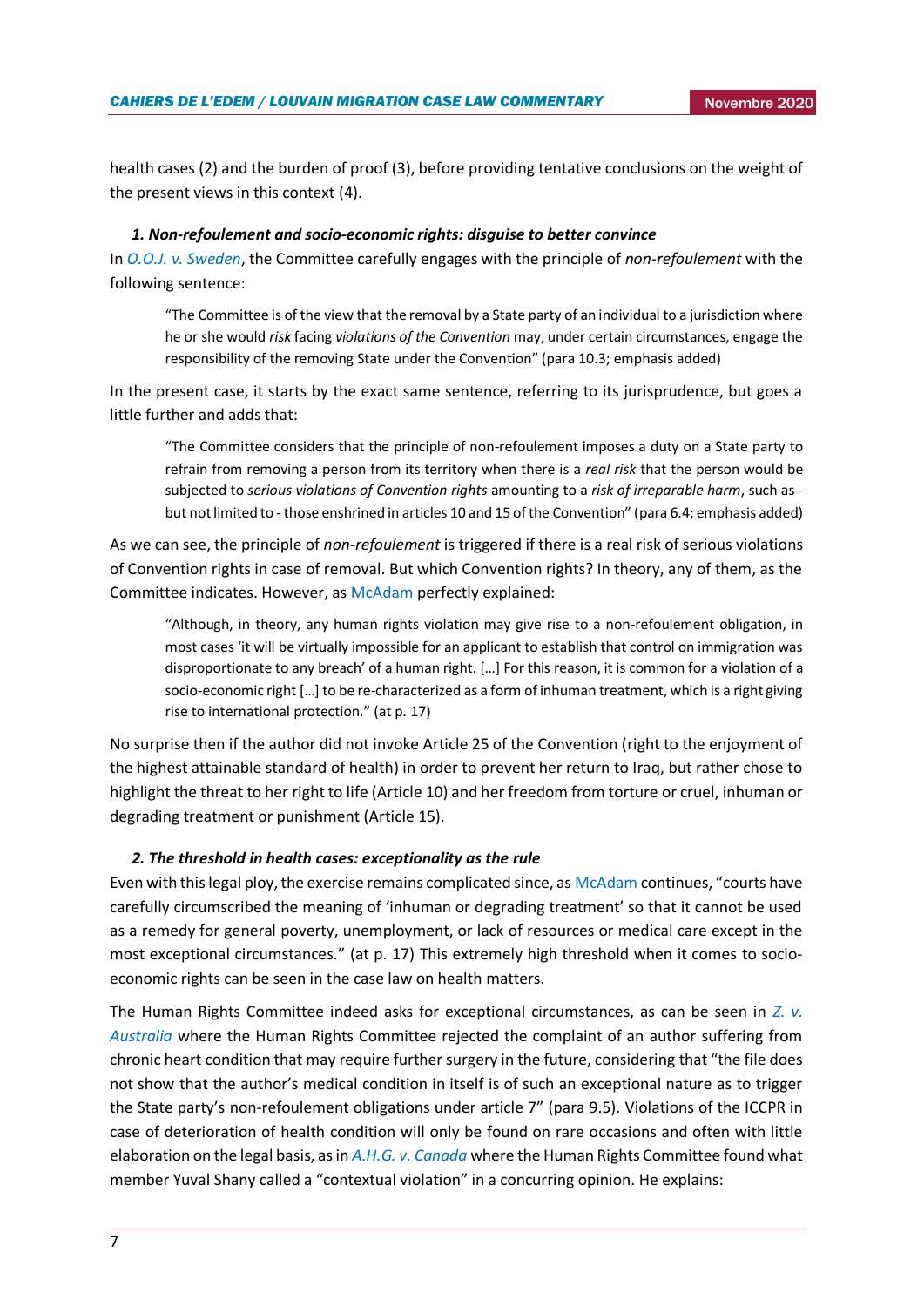health cases (2) and the burden of proof (3), before providing tentative conclusions on the weight of the present views in this context (4).

### *1. Non-refoulement and socio-economic rights: disguise to better convince*

In *O.O.J. v. Sweden*, the Committee carefully engages with the principle of *non-refoulement* with the following sentence:

> "The Committee is of the view that the removal by a State party of an individual to a jurisdiction where he or she would *risk* facing *violations of the Convention* may, under certain circumstances, engage the responsibility of the removing State under the Convention" (para 10.3; emphasis added)

In the present case, it starts by the exact same sentence, referring to its jurisprudence, but goes a little further and adds that:

> "The Committee considers that the principle of non-refoulement imposes a duty on a State party to refrain from removing a person from its territory when there is a *real risk* that the person would be subjected to *serious violations of Convention rights* amounting to a *risk of irreparable harm*, such as - but not limited to - those enshrined in articles 10 and 15 of the Convention" (para 6.4; emphasis added)

As we can see, the principle of *non-refoulement* is triggered if there is a real risk of serious violations of Convention rights in case of removal. But which Convention rights? In theory, any of them, as the Committee indicates. However, as McAdam perfectly explained:

> "Although, in theory, any human rights violation may give rise to a non-refoulement obligation, in most cases 'it will be virtually impossible for an applicant to establish that control on immigration was disproportionate to any breach' of a human right. […] For this reason, it is common for a violation of a socio-economic right […] to be re-characterized as a form of inhuman treatment, which is a right giving rise to international protection." (at p. 17)

No surprise then if the author did not invoke Article 25 of the Convention (right to the enjoyment of the highest attainable standard of health) in order to prevent her return to Iraq, but rather chose to highlight the threat to her right to life (Article 10) and her freedom from torture or cruel, inhuman or degrading treatment or punishment (Article 15).

### *2. The threshold in health cases: exceptionality as the rule*

Even with this legal ploy, the exercise remains complicated since, as McAdam continues, "courts have carefully circumscribed the meaning of 'inhuman or degrading treatment' so that it cannot be used as a remedy for general poverty, unemployment, or lack of resources or medical care except in the most exceptional circumstances." (at p. 17) This extremely high threshold when it comes to socio-economic rights can be seen in the case law on health matters.

The Human Rights Committee indeed asks for exceptional circumstances, as can be seen in *Z. v. Australia* where the Human Rights Committee rejected the complaint of an author suffering from chronic heart condition that may require further surgery in the future, considering that "the file does not show that the author's medical condition in itself is of such an exceptional nature as to trigger the State party's non-refoulement obligations under article 7" (para 9.5). Violations of the ICCPR in case of deterioration of health condition will only be found on rare occasions and often with little elaboration on the legal basis, as in *A.H.G. v. Canada* where the Human Rights Committee found what member Yuval Shany called a "contextual violation" in a concurring opinion. He explains: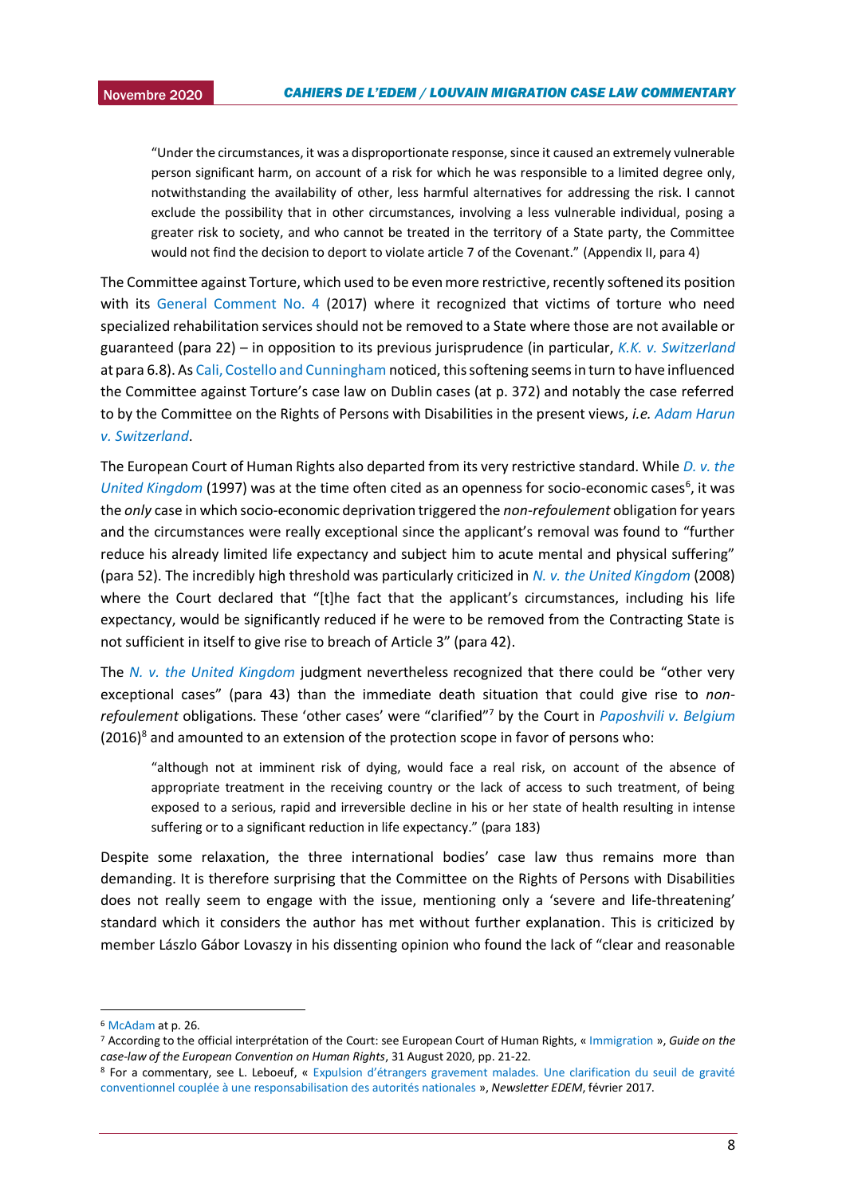> "Under the circumstances, it was a disproportionate response, since it caused an extremely vulnerable person significant harm, on account of a risk for which he was responsible to a limited degree only, notwithstanding the availability of other, less harmful alternatives for addressing the risk. I cannot exclude the possibility that in other circumstances, involving a less vulnerable individual, posing a greater risk to society, and who cannot be treated in the territory of a State party, the Committee would not find the decision to deport to violate article 7 of the Covenant." (Appendix II, para 4)

The Committee against Torture, which used to be even more restrictive, recently softened its position with its General Comment No. 4 (2017) where it recognized that victims of torture who need specialized rehabilitation services should not be removed to a State where those are not available or guaranteed (para 22) – in opposition to its previous jurisprudence (in particular, *K.K. v. Switzerland* at para 6.8). As Cali, Costello and Cunningham noticed, this softening seems in turn to have influenced the Committee against Torture's case law on Dublin cases (at p. 372) and notably the case referred to by the Committee on the Rights of Persons with Disabilities in the present views, *i.e. Adam Harun v. Switzerland*.

The European Court of Human Rights also departed from its very restrictive standard. While *D. v. the United Kingdom* (1997) was at the time often cited as an openness for socio-economic cases[6], it was the *only* case in which socio-economic deprivation triggered the *non-refoulement* obligation for years and the circumstances were really exceptional since the applicant's removal was found to "further reduce his already limited life expectancy and subject him to acute mental and physical suffering" (para 52). The incredibly high threshold was particularly criticized in *N. v. the United Kingdom* (2008) where the Court declared that "[t]he fact that the applicant's circumstances, including his life expectancy, would be significantly reduced if he were to be removed from the Contracting State is not sufficient in itself to give rise to breach of Article 3" (para 42).

The *N. v. the United Kingdom* judgment nevertheless recognized that there could be "other very exceptional cases" (para 43) than the immediate death situation that could give rise to *non-refoulement* obligations. These 'other cases' were "clarified"[7] by the Court in *Paposhvili v. Belgium* (2016)[8] and amounted to an extension of the protection scope in favor of persons who:

> "although not at imminent risk of dying, would face a real risk, on account of the absence of appropriate treatment in the receiving country or the lack of access to such treatment, of being exposed to a serious, rapid and irreversible decline in his or her state of health resulting in intense suffering or to a significant reduction in life expectancy." (para 183)

Despite some relaxation, the three international bodies' case law thus remains more than demanding. It is therefore surprising that the Committee on the Rights of Persons with Disabilities does not really seem to engage with the issue, mentioning only a 'severe and life-threatening' standard which it considers the author has met without further explanation. This is criticized by member Lászlo Gábor Lovaszy in his dissenting opinion who found the lack of "clear and reasonable

---

[6] McAdam at p. 26.

[7] According to the official interprétation of the Court: see European Court of Human Rights, « Immigration », *Guide on the case-law of the European Convention on Human Rights*, 31 August 2020, pp. 21-22.

[8] For a commentary, see L. Leboeuf, « Expulsion d'étrangers gravement malades. Une clarification du seuil de gravité conventionnel couplée à une responsabilisation des autorités nationales », *Newsletter EDEM*, février 2017.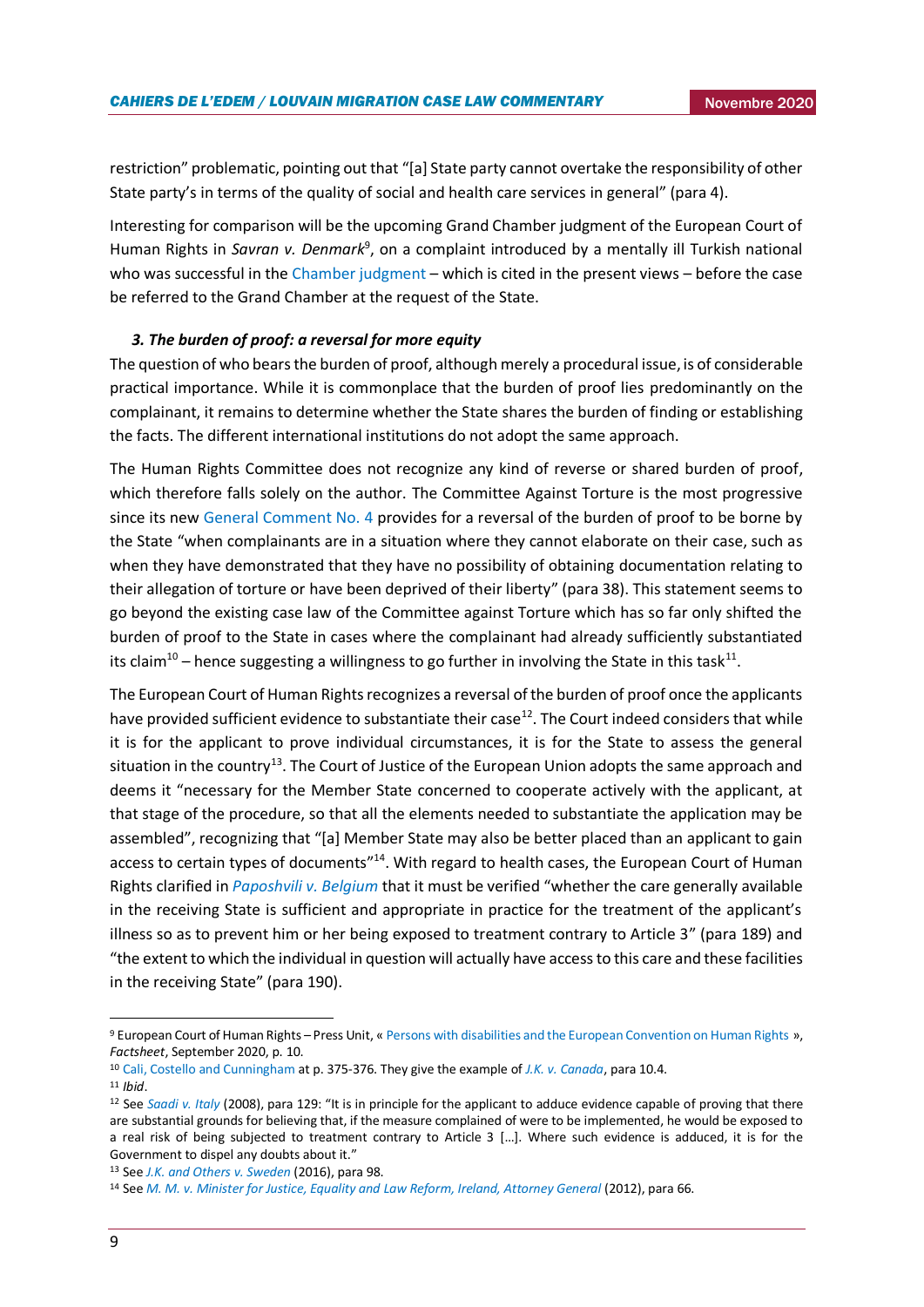restriction" problematic, pointing out that "[a] State party cannot overtake the responsibility of other State party's in terms of the quality of social and health care services in general" (para 4).

Interesting for comparison will be the upcoming Grand Chamber judgment of the European Court of Human Rights in *Savran v. Denmark*[9], on a complaint introduced by a mentally ill Turkish national who was successful in the Chamber judgment – which is cited in the present views – before the case be referred to the Grand Chamber at the request of the State.

### *3. The burden of proof: a reversal for more equity*

The question of who bears the burden of proof, although merely a procedural issue, is of considerable practical importance. While it is commonplace that the burden of proof lies predominantly on the complainant, it remains to determine whether the State shares the burden of finding or establishing the facts. The different international institutions do not adopt the same approach.

The Human Rights Committee does not recognize any kind of reverse or shared burden of proof, which therefore falls solely on the author. The Committee Against Torture is the most progressive since its new General Comment No. 4 provides for a reversal of the burden of proof to be borne by the State "when complainants are in a situation where they cannot elaborate on their case, such as when they have demonstrated that they have no possibility of obtaining documentation relating to their allegation of torture or have been deprived of their liberty" (para 38). This statement seems to go beyond the existing case law of the Committee against Torture which has so far only shifted the burden of proof to the State in cases where the complainant had already sufficiently substantiated its claim[10] – hence suggesting a willingness to go further in involving the State in this task[11].

The European Court of Human Rights recognizes a reversal of the burden of proof once the applicants have provided sufficient evidence to substantiate their case[12]. The Court indeed considers that while it is for the applicant to prove individual circumstances, it is for the State to assess the general situation in the country[13]. The Court of Justice of the European Union adopts the same approach and deems it "necessary for the Member State concerned to cooperate actively with the applicant, at that stage of the procedure, so that all the elements needed to substantiate the application may be assembled", recognizing that "[a] Member State may also be better placed than an applicant to gain access to certain types of documents"[14]. With regard to health cases, the European Court of Human Rights clarified in *Paposhvili v. Belgium* that it must be verified "whether the care generally available in the receiving State is sufficient and appropriate in practice for the treatment of the applicant's illness so as to prevent him or her being exposed to treatment contrary to Article 3" (para 189) and "the extent to which the individual in question will actually have access to this care and these facilities in the receiving State" (para 190).

---

[9] European Court of Human Rights – Press Unit, « Persons with disabilities and the European Convention on Human Rights », *Factsheet*, September 2020, p. 10.

[10] Cali, Costello and Cunningham at p. 375-376. They give the example of *J.K. v. Canada*, para 10.4.

[11] *Ibid*.

[12] See *Saadi v. Italy* (2008), para 129: "It is in principle for the applicant to adduce evidence capable of proving that there are substantial grounds for believing that, if the measure complained of were to be implemented, he would be exposed to a real risk of being subjected to treatment contrary to Article 3 […]. Where such evidence is adduced, it is for the Government to dispel any doubts about it."

[13] See *J.K. and Others v. Sweden* (2016), para 98.

[14] See *M. M. v. Minister for Justice, Equality and Law Reform, Ireland, Attorney General* (2012), para 66.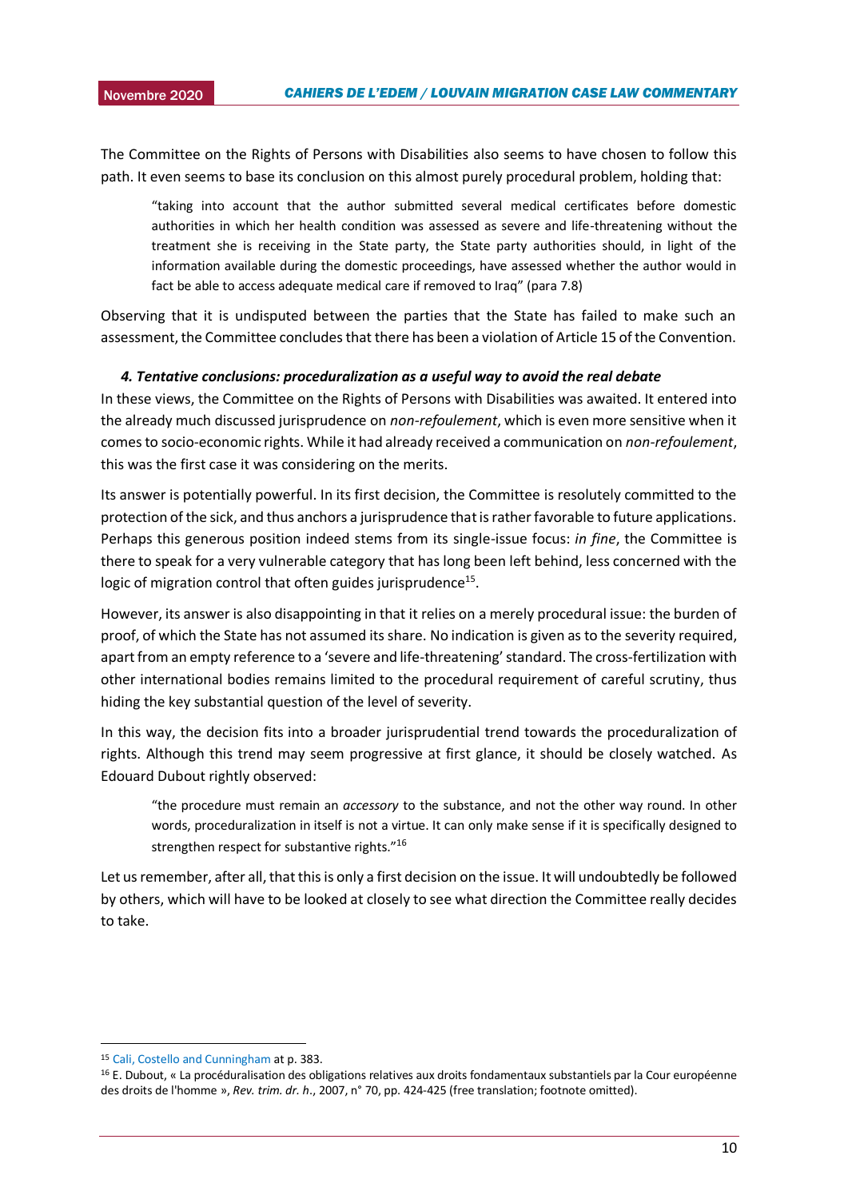The Committee on the Rights of Persons with Disabilities also seems to have chosen to follow this path. It even seems to base its conclusion on this almost purely procedural problem, holding that:

> "taking into account that the author submitted several medical certificates before domestic authorities in which her health condition was assessed as severe and life-threatening without the treatment she is receiving in the State party, the State party authorities should, in light of the information available during the domestic proceedings, have assessed whether the author would in fact be able to access adequate medical care if removed to Iraq" (para 7.8)

Observing that it is undisputed between the parties that the State has failed to make such an assessment, the Committee concludes that there has been a violation of Article 15 of the Convention.

### *4. Tentative conclusions: proceduralization as a useful way to avoid the real debate*

In these views, the Committee on the Rights of Persons with Disabilities was awaited. It entered into the already much discussed jurisprudence on *non-refoulement*, which is even more sensitive when it comes to socio-economic rights. While it had already received a communication on *non-refoulement*, this was the first case it was considering on the merits.

Its answer is potentially powerful. In its first decision, the Committee is resolutely committed to the protection of the sick, and thus anchors a jurisprudence that is rather favorable to future applications. Perhaps this generous position indeed stems from its single-issue focus: *in fine*, the Committee is there to speak for a very vulnerable category that has long been left behind, less concerned with the logic of migration control that often guides jurisprudence[15].

However, its answer is also disappointing in that it relies on a merely procedural issue: the burden of proof, of which the State has not assumed its share. No indication is given as to the severity required, apart from an empty reference to a 'severe and life-threatening' standard. The cross-fertilization with other international bodies remains limited to the procedural requirement of careful scrutiny, thus hiding the key substantial question of the level of severity.

In this way, the decision fits into a broader jurisprudential trend towards the proceduralization of rights. Although this trend may seem progressive at first glance, it should be closely watched. As Edouard Dubout rightly observed:

> "the procedure must remain an *accessory* to the substance, and not the other way round. In other words, proceduralization in itself is not a virtue. It can only make sense if it is specifically designed to strengthen respect for substantive rights."[16]

Let us remember, after all, that this is only a first decision on the issue. It will undoubtedly be followed by others, which will have to be looked at closely to see what direction the Committee really decides to take.

---

[15] Cali, Costello and Cunningham at p. 383.

[16] E. Dubout, « La procéduralisation des obligations relatives aux droits fondamentaux substantiels par la Cour européenne des droits de l'homme », *Rev. trim. dr. h.*, 2007, n° 70, pp. 424-425 (free translation; footnote omitted).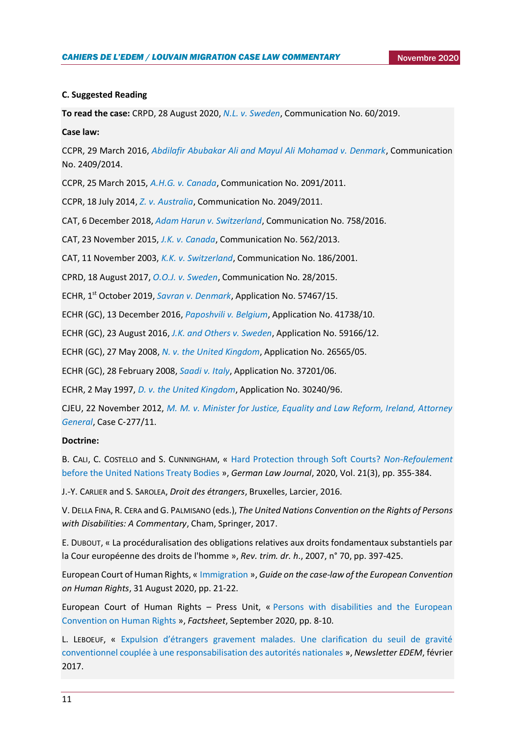### C. Suggested Reading

**To read the case:** CRPD, 28 August 2020, *N.L. v. Sweden*, Communication No. 60/2019.

**Case law:**

CCPR, 29 March 2016, *Abdilafir Abubakar Ali and Mayul Ali Mohamad v. Denmark*, Communication No. 2409/2014.

CCPR, 25 March 2015, *A.H.G. v. Canada*, Communication No. 2091/2011.

CCPR, 18 July 2014, *Z. v. Australia*, Communication No. 2049/2011.

CAT, 6 December 2018, *Adam Harun v. Switzerland*, Communication No. 758/2016.

CAT, 23 November 2015, *J.K. v. Canada*, Communication No. 562/2013.

CAT, 11 November 2003, *K.K. v. Switzerland*, Communication No. 186/2001.

CPRD, 18 August 2017, *O.O.J. v. Sweden*, Communication No. 28/2015.

ECHR, 1st October 2019, *Savran v. Denmark*, Application No. 57467/15.

ECHR (GC), 13 December 2016, *Paposhvili v. Belgium*, Application No. 41738/10.

ECHR (GC), 23 August 2016, *J.K. and Others v. Sweden*, Application No. 59166/12.

ECHR (GC), 27 May 2008, *N. v. the United Kingdom*, Application No. 26565/05.

ECHR (GC), 28 February 2008, *Saadi v. Italy*, Application No. 37201/06.

ECHR, 2 May 1997, *D. v. the United Kingdom*, Application No. 30240/96.

CJEU, 22 November 2012, *M. M. v. Minister for Justice, Equality and Law Reform, Ireland, Attorney General*, Case C-277/11.

**Doctrine:**

B. Cali, C. Costello and S. Cunningham, « Hard Protection through Soft Courts? *Non-Refoulement* before the United Nations Treaty Bodies », *German Law Journal*, 2020, Vol. 21(3), pp. 355-384.

J.-Y. Carlier and S. Sarolea, *Droit des étrangers*, Bruxelles, Larcier, 2016.

V. Della Fina, R. Cera and G. Palmisano (eds.), *The United Nations Convention on the Rights of Persons with Disabilities: A Commentary*, Cham, Springer, 2017.

E. Dubout, « La procéduralisation des obligations relatives aux droits fondamentaux substantiels par la Cour européenne des droits de l'homme », *Rev. trim. dr. h.*, 2007, n° 70, pp. 397-425.

European Court of Human Rights, « Immigration », *Guide on the case-law of the European Convention on Human Rights*, 31 August 2020, pp. 21-22.

European Court of Human Rights – Press Unit, « Persons with disabilities and the European Convention on Human Rights », *Factsheet*, September 2020, pp. 8-10.

L. Leboeuf, « Expulsion d'étrangers gravement malades. Une clarification du seuil de gravité conventionnel couplée à une responsabilisation des autorités nationales », *Newsletter EDEM*, février 2017.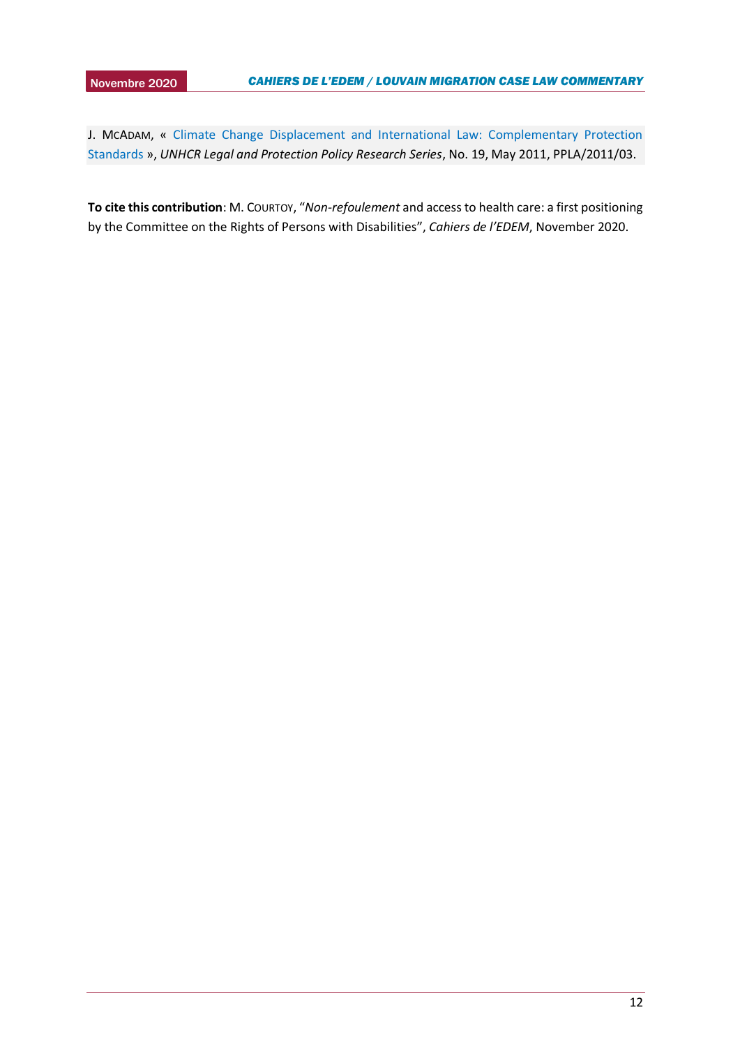J. MCADAM, « Climate Change Displacement and International Law: Complementary Protection Standards », *UNHCR Legal and Protection Policy Research Series*, No. 19, May 2011, PPLA/2011/03.

**To cite this contribution**: M. COURTOY, "*Non-refoulement* and access to health care: a first positioning by the Committee on the Rights of Persons with Disabilities", *Cahiers de l'EDEM*, November 2020.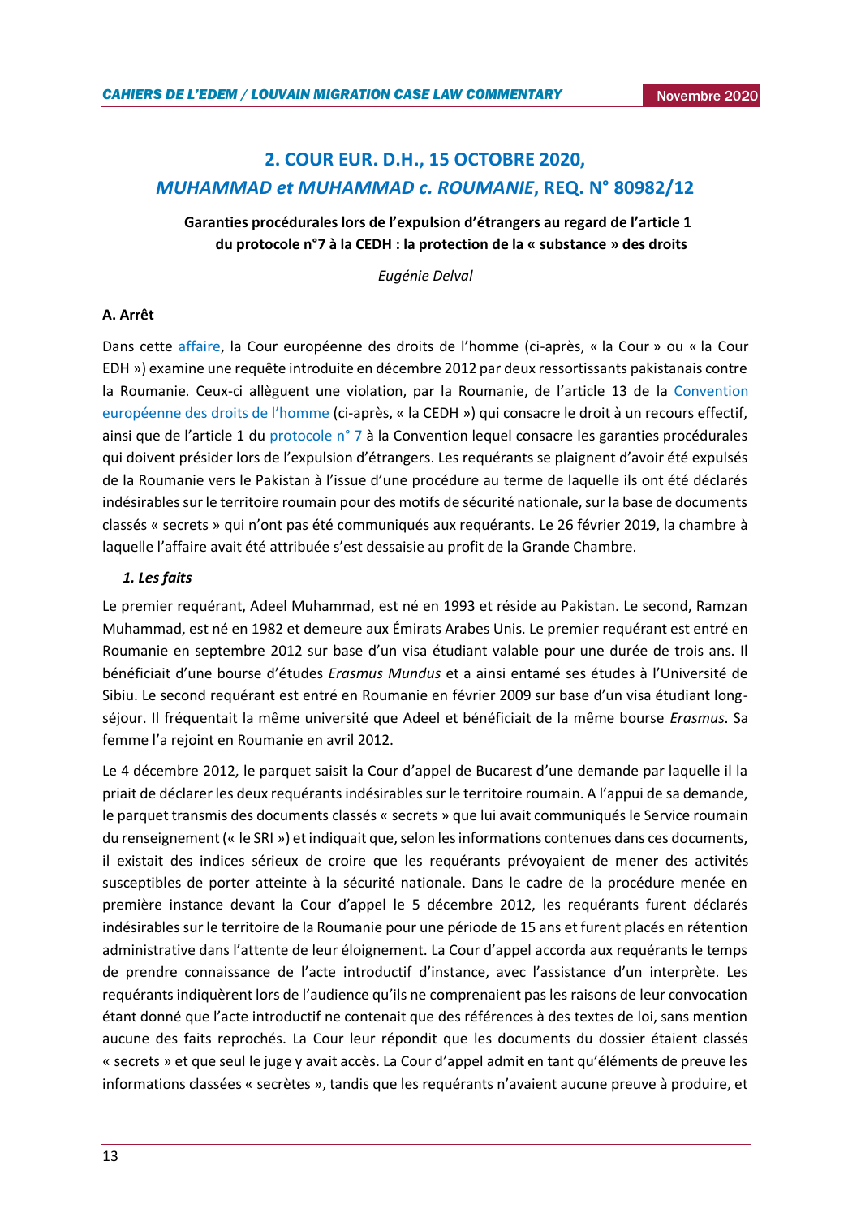## 2. COUR EUR. D.H., 15 OCTOBRE 2020, *MUHAMMAD et MUHAMMAD c. ROUMANIE*, REQ. N° 80982/12

**Garanties procédurales lors de l'expulsion d'étrangers au regard de l'article 1 du protocole n°7 à la CEDH : la protection de la « substance » des droits**

*Eugénie Delval*

### A. Arrêt

Dans cette affaire, la Cour européenne des droits de l'homme (ci-après, « la Cour » ou « la Cour EDH ») examine une requête introduite en décembre 2012 par deux ressortissants pakistanais contre la Roumanie. Ceux-ci allèguent une violation, par la Roumanie, de l'article 13 de la Convention européenne des droits de l'homme (ci-après, « la CEDH ») qui consacre le droit à un recours effectif, ainsi que de l'article 1 du protocole n° 7 à la Convention lequel consacre les garanties procédurales qui doivent présider lors de l'expulsion d'étrangers. Les requérants se plaignent d'avoir été expulsés de la Roumanie vers le Pakistan à l'issue d'une procédure au terme de laquelle ils ont été déclarés indésirables sur le territoire roumain pour des motifs de sécurité nationale, sur la base de documents classés « secrets » qui n'ont pas été communiqués aux requérants. Le 26 février 2019, la chambre à laquelle l'affaire avait été attribuée s'est dessaisie au profit de la Grande Chambre.

#### *1. Les faits*

Le premier requérant, Adeel Muhammad, est né en 1993 et réside au Pakistan. Le second, Ramzan Muhammad, est né en 1982 et demeure aux Émirats Arabes Unis. Le premier requérant est entré en Roumanie en septembre 2012 sur base d'un visa étudiant valable pour une durée de trois ans. Il bénéficiait d'une bourse d'études *Erasmus Mundus* et a ainsi entamé ses études à l'Université de Sibiu. Le second requérant est entré en Roumanie en février 2009 sur base d'un visa étudiant long-séjour. Il fréquentait la même université que Adeel et bénéficiait de la même bourse *Erasmus*. Sa femme l'a rejoint en Roumanie en avril 2012.

Le 4 décembre 2012, le parquet saisit la Cour d'appel de Bucarest d'une demande par laquelle il la priait de déclarer les deux requérants indésirables sur le territoire roumain. A l'appui de sa demande, le parquet transmis des documents classés « secrets » que lui avait communiqués le Service roumain du renseignement (« le SRI ») et indiquait que, selon les informations contenues dans ces documents, il existait des indices sérieux de croire que les requérants prévoyaient de mener des activités susceptibles de porter atteinte à la sécurité nationale. Dans le cadre de la procédure menée en première instance devant la Cour d'appel le 5 décembre 2012, les requérants furent déclarés indésirables sur le territoire de la Roumanie pour une période de 15 ans et furent placés en rétention administrative dans l'attente de leur éloignement. La Cour d'appel accorda aux requérants le temps de prendre connaissance de l'acte introductif d'instance, avec l'assistance d'un interprète. Les requérants indiquèrent lors de l'audience qu'ils ne comprenaient pas les raisons de leur convocation étant donné que l'acte introductif ne contenait que des références à des textes de loi, sans mention aucune des faits reprochés. La Cour leur répondit que les documents du dossier étaient classés « secrets » et que seul le juge y avait accès. La Cour d'appel admit en tant qu'éléments de preuve les informations classées « secrètes », tandis que les requérants n'avaient aucune preuve à produire, et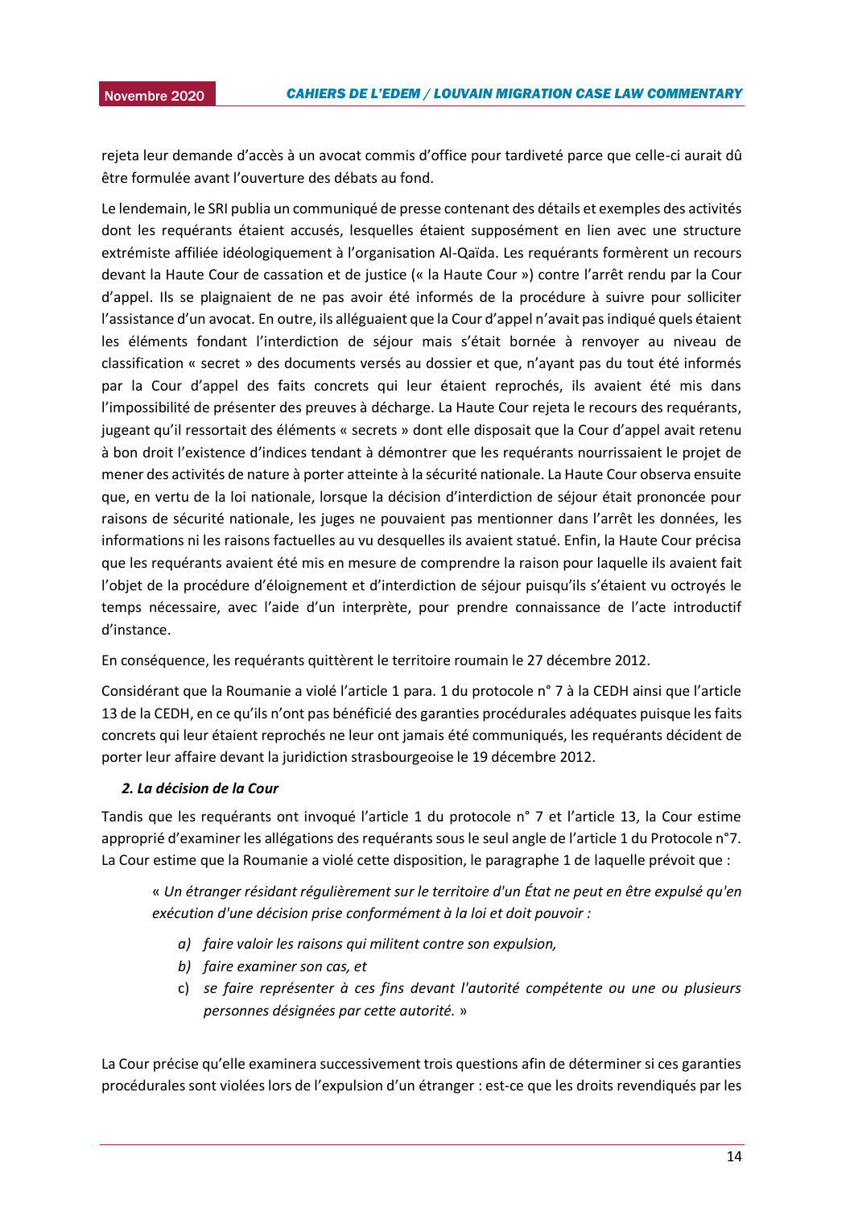rejeta leur demande d'accès à un avocat commis d'office pour tardiveté parce que celle-ci aurait dû être formulée avant l'ouverture des débats au fond.

Le lendemain, le SRI publia un communiqué de presse contenant des détails et exemples des activités dont les requérants étaient accusés, lesquelles étaient supposément en lien avec une structure extrémiste affiliée idéologiquement à l'organisation Al-Qaïda. Les requérants formèrent un recours devant la Haute Cour de cassation et de justice (« la Haute Cour ») contre l'arrêt rendu par la Cour d'appel. Ils se plaignaient de ne pas avoir été informés de la procédure à suivre pour solliciter l'assistance d'un avocat. En outre, ils alléguaient que la Cour d'appel n'avait pas indiqué quels étaient les éléments fondant l'interdiction de séjour mais s'était bornée à renvoyer au niveau de classification « secret » des documents versés au dossier et que, n'ayant pas du tout été informés par la Cour d'appel des faits concrets qui leur étaient reprochés, ils avaient été mis dans l'impossibilité de présenter des preuves à décharge. La Haute Cour rejeta le recours des requérants, jugeant qu'il ressortait des éléments « secrets » dont elle disposait que la Cour d'appel avait retenu à bon droit l'existence d'indices tendant à démontrer que les requérants nourrissaient le projet de mener des activités de nature à porter atteinte à la sécurité nationale. La Haute Cour observa ensuite que, en vertu de la loi nationale, lorsque la décision d'interdiction de séjour était prononcée pour raisons de sécurité nationale, les juges ne pouvaient pas mentionner dans l'arrêt les données, les informations ni les raisons factuelles au vu desquelles ils avaient statué. Enfin, la Haute Cour précisa que les requérants avaient été mis en mesure de comprendre la raison pour laquelle ils avaient fait l'objet de la procédure d'éloignement et d'interdiction de séjour puisqu'ils s'étaient vu octroyés le temps nécessaire, avec l'aide d'un interprète, pour prendre connaissance de l'acte introductif d'instance.

En conséquence, les requérants quittèrent le territoire roumain le 27 décembre 2012.

Considérant que la Roumanie a violé l'article 1 para. 1 du protocole n° 7 à la CEDH ainsi que l'article 13 de la CEDH, en ce qu'ils n'ont pas bénéficié des garanties procédurales adéquates puisque les faits concrets qui leur étaient reprochés ne leur ont jamais été communiqués, les requérants décident de porter leur affaire devant la juridiction strasbourgeoise le 19 décembre 2012.

### *2. La décision de la Cour*

Tandis que les requérants ont invoqué l'article 1 du protocole n° 7 et l'article 13, la Cour estime approprié d'examiner les allégations des requérants sous le seul angle de l'article 1 du Protocole n°7. La Cour estime que la Roumanie a violé cette disposition, le paragraphe 1 de laquelle prévoit que :

> « *Un étranger résidant régulièrement sur le territoire d'un État ne peut en être expulsé qu'en exécution d'une décision prise conformément à la loi et doit pouvoir :*
>
> a) *faire valoir les raisons qui militent contre son expulsion,*
> b) *faire examiner son cas, et*
> c) *se faire représenter à ces fins devant l'autorité compétente ou une ou plusieurs personnes désignées par cette autorité.* »

La Cour précise qu'elle examinera successivement trois questions afin de déterminer si ces garanties procédurales sont violées lors de l'expulsion d'un étranger : est-ce que les droits revendiqués par les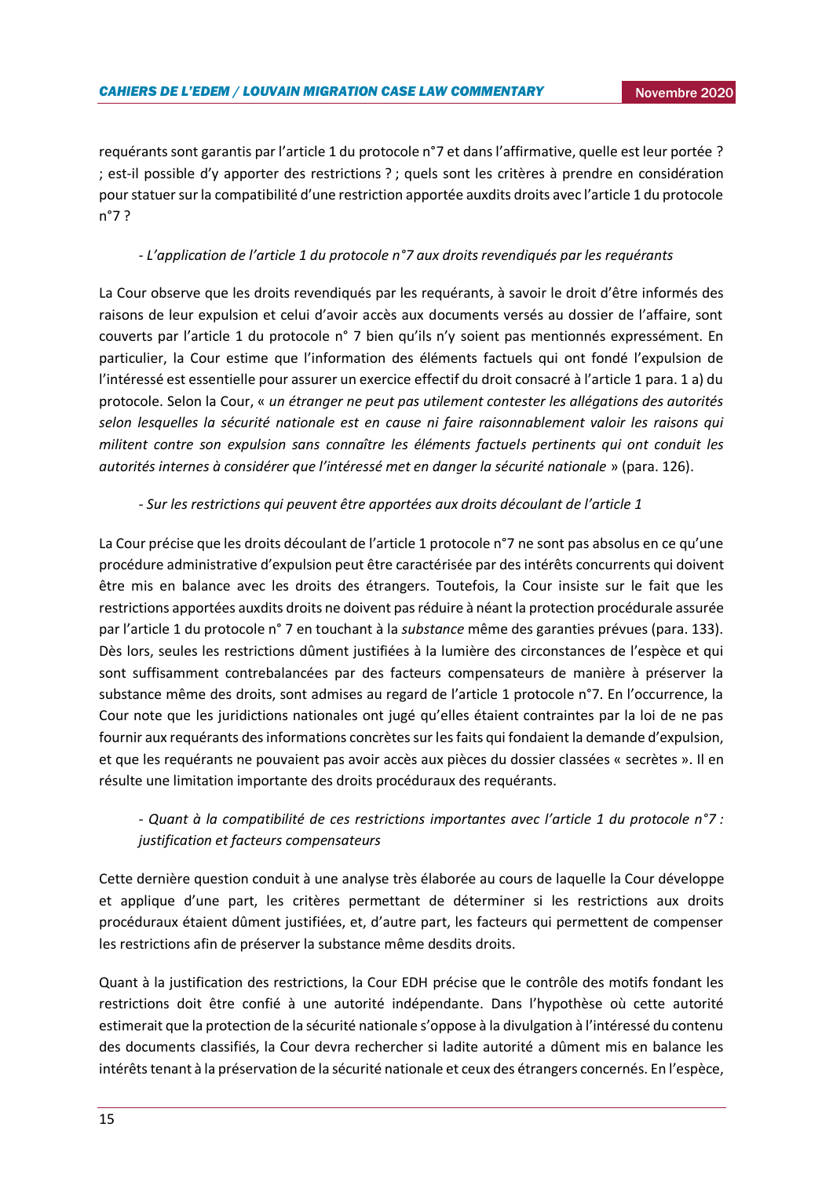requérants sont garantis par l'article 1 du protocole n°7 et dans l'affirmative, quelle est leur portée ? ; est-il possible d'y apporter des restrictions ? ; quels sont les critères à prendre en considération pour statuer sur la compatibilité d'une restriction apportée auxdits droits avec l'article 1 du protocole n°7 ?

*- L'application de l'article 1 du protocole n°7 aux droits revendiqués par les requérants*

La Cour observe que les droits revendiqués par les requérants, à savoir le droit d'être informés des raisons de leur expulsion et celui d'avoir accès aux documents versés au dossier de l'affaire, sont couverts par l'article 1 du protocole n° 7 bien qu'ils n'y soient pas mentionnés expressément. En particulier, la Cour estime que l'information des éléments factuels qui ont fondé l'expulsion de l'intéressé est essentielle pour assurer un exercice effectif du droit consacré à l'article 1 para. 1 a) du protocole. Selon la Cour, « *un étranger ne peut pas utilement contester les allégations des autorités selon lesquelles la sécurité nationale est en cause ni faire raisonnablement valoir les raisons qui militent contre son expulsion sans connaître les éléments factuels pertinents qui ont conduit les autorités internes à considérer que l'intéressé met en danger la sécurité nationale* » (para. 126).

*- Sur les restrictions qui peuvent être apportées aux droits découlant de l'article 1*

La Cour précise que les droits découlant de l'article 1 protocole n°7 ne sont pas absolus en ce qu'une procédure administrative d'expulsion peut être caractérisée par des intérêts concurrents qui doivent être mis en balance avec les droits des étrangers. Toutefois, la Cour insiste sur le fait que les restrictions apportées auxdits droits ne doivent pas réduire à néant la protection procédurale assurée par l'article 1 du protocole n° 7 en touchant à la *substance* même des garanties prévues (para. 133). Dès lors, seules les restrictions dûment justifiées à la lumière des circonstances de l'espèce et qui sont suffisamment contrebalancées par des facteurs compensateurs de manière à préserver la substance même des droits, sont admises au regard de l'article 1 protocole n°7. En l'occurrence, la Cour note que les juridictions nationales ont jugé qu'elles étaient contraintes par la loi de ne pas fournir aux requérants des informations concrètes sur les faits qui fondaient la demande d'expulsion, et que les requérants ne pouvaient pas avoir accès aux pièces du dossier classées « secrètes ». Il en résulte une limitation importante des droits procéduraux des requérants.

*- Quant à la compatibilité de ces restrictions importantes avec l'article 1 du protocole n°7 : justification et facteurs compensateurs*

Cette dernière question conduit à une analyse très élaborée au cours de laquelle la Cour développe et applique d'une part, les critères permettant de déterminer si les restrictions aux droits procéduraux étaient dûment justifiées, et, d'autre part, les facteurs qui permettent de compenser les restrictions afin de préserver la substance même desdits droits.

Quant à la justification des restrictions, la Cour EDH précise que le contrôle des motifs fondant les restrictions doit être confié à une autorité indépendante. Dans l'hypothèse où cette autorité estimerait que la protection de la sécurité nationale s'oppose à la divulgation à l'intéressé du contenu des documents classifiés, la Cour devra rechercher si ladite autorité a dûment mis en balance les intérêts tenant à la préservation de la sécurité nationale et ceux des étrangers concernés. En l'espèce,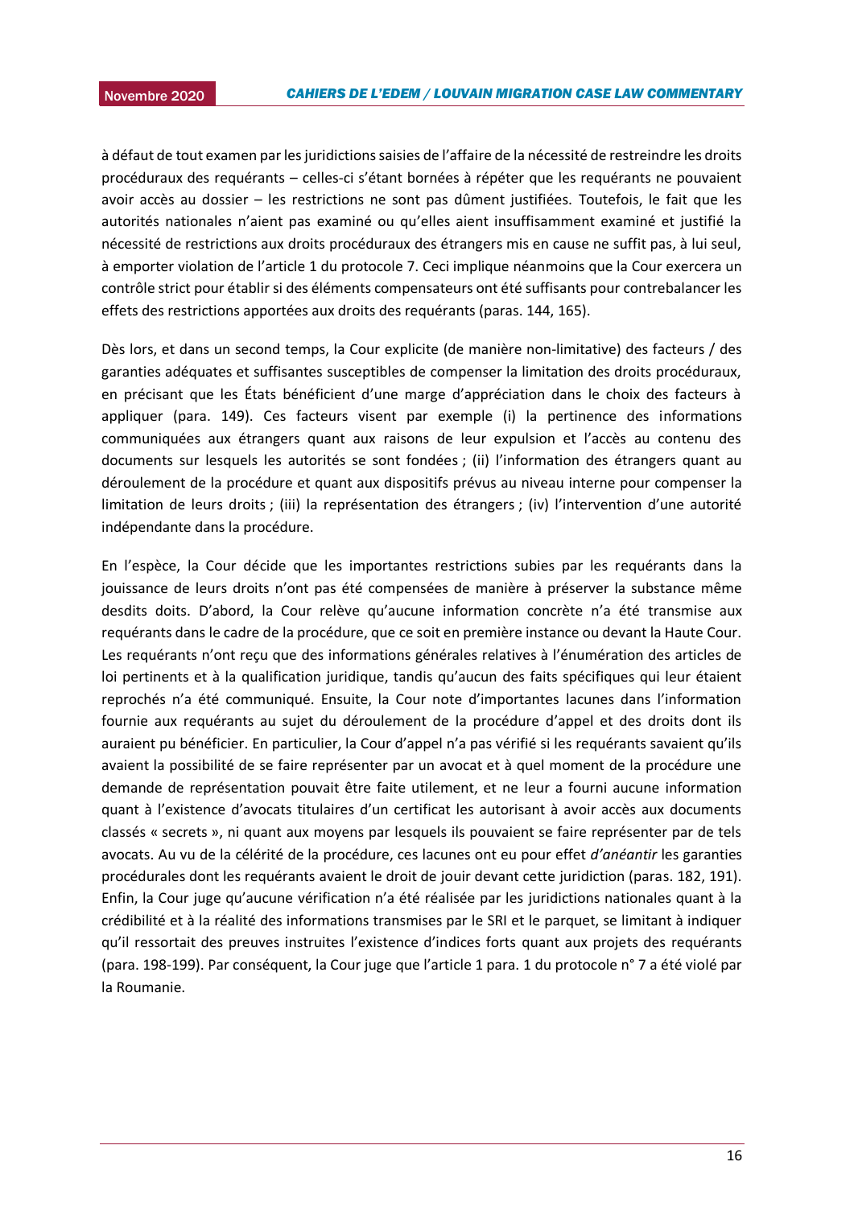à défaut de tout examen par les juridictions saisies de l'affaire de la nécessité de restreindre les droits procéduraux des requérants – celles-ci s'étant bornées à répéter que les requérants ne pouvaient avoir accès au dossier – les restrictions ne sont pas dûment justifiées. Toutefois, le fait que les autorités nationales n'aient pas examiné ou qu'elles aient insuffisamment examiné et justifié la nécessité de restrictions aux droits procéduraux des étrangers mis en cause ne suffit pas, à lui seul, à emporter violation de l'article 1 du protocole 7. Ceci implique néanmoins que la Cour exercera un contrôle strict pour établir si des éléments compensateurs ont été suffisants pour contrebalancer les effets des restrictions apportées aux droits des requérants (paras. 144, 165).

Dès lors, et dans un second temps, la Cour explicite (de manière non-limitative) des facteurs / des garanties adéquates et suffisantes susceptibles de compenser la limitation des droits procéduraux, en précisant que les États bénéficient d'une marge d'appréciation dans le choix des facteurs à appliquer (para. 149). Ces facteurs visent par exemple (i) la pertinence des informations communiquées aux étrangers quant aux raisons de leur expulsion et l'accès au contenu des documents sur lesquels les autorités se sont fondées ; (ii) l'information des étrangers quant au déroulement de la procédure et quant aux dispositifs prévus au niveau interne pour compenser la limitation de leurs droits ; (iii) la représentation des étrangers ; (iv) l'intervention d'une autorité indépendante dans la procédure.

En l'espèce, la Cour décide que les importantes restrictions subies par les requérants dans la jouissance de leurs droits n'ont pas été compensées de manière à préserver la substance même desdits doits. D'abord, la Cour relève qu'aucune information concrète n'a été transmise aux requérants dans le cadre de la procédure, que ce soit en première instance ou devant la Haute Cour. Les requérants n'ont reçu que des informations générales relatives à l'énumération des articles de loi pertinents et à la qualification juridique, tandis qu'aucun des faits spécifiques qui leur étaient reprochés n'a été communiqué. Ensuite, la Cour note d'importantes lacunes dans l'information fournie aux requérants au sujet du déroulement de la procédure d'appel et des droits dont ils auraient pu bénéficier. En particulier, la Cour d'appel n'a pas vérifié si les requérants savaient qu'ils avaient la possibilité de se faire représenter par un avocat et à quel moment de la procédure une demande de représentation pouvait être faite utilement, et ne leur a fourni aucune information quant à l'existence d'avocats titulaires d'un certificat les autorisant à avoir accès aux documents classés « secrets », ni quant aux moyens par lesquels ils pouvaient se faire représenter par de tels avocats. Au vu de la célérité de la procédure, ces lacunes ont eu pour effet *d'anéantir* les garanties procédurales dont les requérants avaient le droit de jouir devant cette juridiction (paras. 182, 191). Enfin, la Cour juge qu'aucune vérification n'a été réalisée par les juridictions nationales quant à la crédibilité et à la réalité des informations transmises par le SRI et le parquet, se limitant à indiquer qu'il ressortait des preuves instruites l'existence d'indices forts quant aux projets des requérants (para. 198-199). Par conséquent, la Cour juge que l'article 1 para. 1 du protocole n° 7 a été violé par la Roumanie.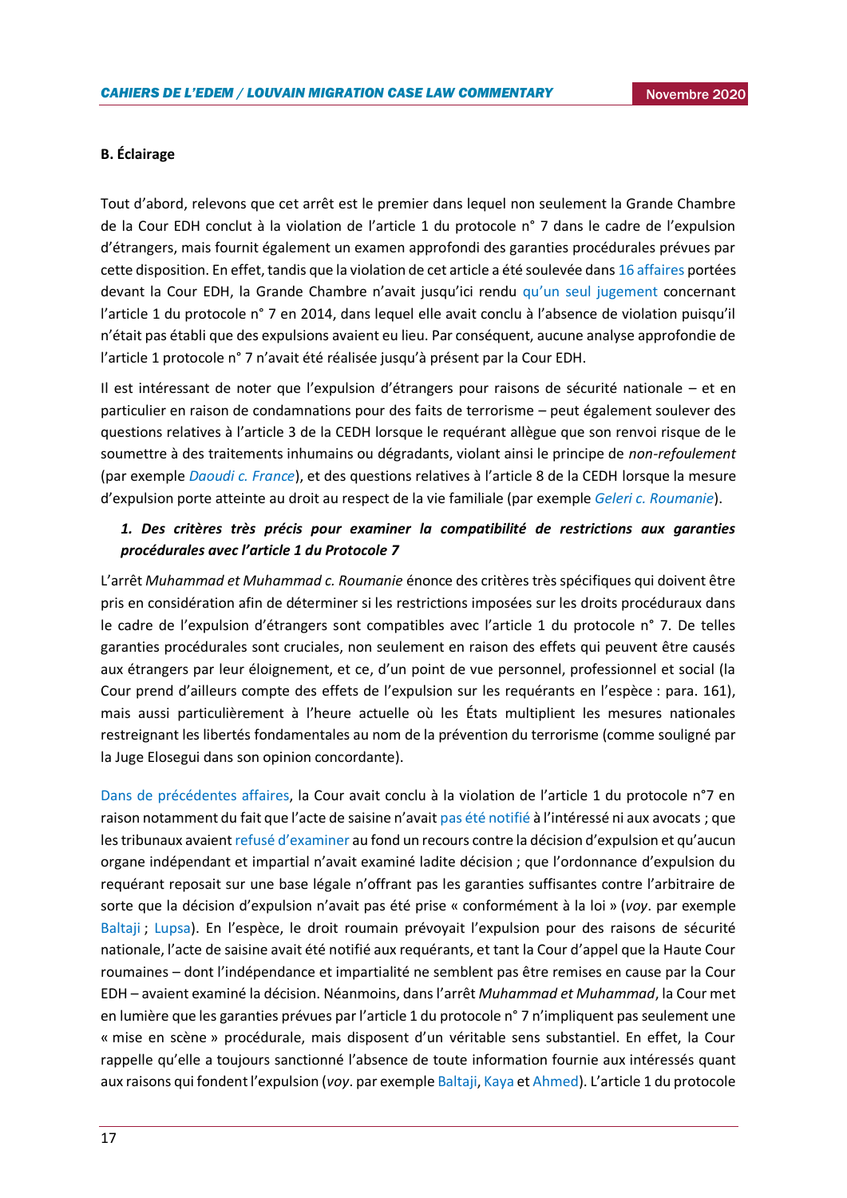**B. Éclairage**

Tout d'abord, relevons que cet arrêt est le premier dans lequel non seulement la Grande Chambre de la Cour EDH conclut à la violation de l'article 1 du protocole n° 7 dans le cadre de l'expulsion d'étrangers, mais fournit également un examen approfondi des garanties procédurales prévues par cette disposition. En effet, tandis que la violation de cet article a été soulevée dans 16 affaires portées devant la Cour EDH, la Grande Chambre n'avait jusqu'ici rendu qu'un seul jugement concernant l'article 1 du protocole n° 7 en 2014, dans lequel elle avait conclu à l'absence de violation puisqu'il n'était pas établi que des expulsions avaient eu lieu. Par conséquent, aucune analyse approfondie de l'article 1 protocole n° 7 n'avait été réalisée jusqu'à présent par la Cour EDH.

Il est intéressant de noter que l'expulsion d'étrangers pour raisons de sécurité nationale – et en particulier en raison de condamnations pour des faits de terrorisme – peut également soulever des questions relatives à l'article 3 de la CEDH lorsque le requérant allègue que son renvoi risque de le soumettre à des traitements inhumains ou dégradants, violant ainsi le principe de *non-refoulement* (par exemple *Daoudi c. France*), et des questions relatives à l'article 8 de la CEDH lorsque la mesure d'expulsion porte atteinte au droit au respect de la vie familiale (par exemple *Geleri c. Roumanie*).

### 1. *Des critères très précis pour examiner la compatibilité de restrictions aux garanties procédurales avec l'article 1 du Protocole 7*

L'arrêt *Muhammad et Muhammad c. Roumanie* énonce des critères très spécifiques qui doivent être pris en considération afin de déterminer si les restrictions imposées sur les droits procéduraux dans le cadre de l'expulsion d'étrangers sont compatibles avec l'article 1 du protocole n° 7. De telles garanties procédurales sont cruciales, non seulement en raison des effets qui peuvent être causés aux étrangers par leur éloignement, et ce, d'un point de vue personnel, professionnel et social (la Cour prend d'ailleurs compte des effets de l'expulsion sur les requérants en l'espèce : para. 161), mais aussi particulièrement à l'heure actuelle où les États multiplient les mesures nationales restreignant les libertés fondamentales au nom de la prévention du terrorisme (comme souligné par la Juge Elosegui dans son opinion concordante).

Dans de précédentes affaires, la Cour avait conclu à la violation de l'article 1 du protocole n°7 en raison notamment du fait que l'acte de saisine n'avait pas été notifié à l'intéressé ni aux avocats ; que les tribunaux avaient refusé d'examiner au fond un recours contre la décision d'expulsion et qu'aucun organe indépendant et impartial n'avait examiné ladite décision ; que l'ordonnance d'expulsion du requérant reposait sur une base légale n'offrant pas les garanties suffisantes contre l'arbitraire de sorte que la décision d'expulsion n'avait pas été prise « conformément à la loi » (*voy*. par exemple Baltaji ; Lupsa). En l'espèce, le droit roumain prévoyait l'expulsion pour des raisons de sécurité nationale, l'acte de saisine avait été notifié aux requérants, et tant la Cour d'appel que la Haute Cour roumaines – dont l'indépendance et impartialité ne semblent pas être remises en cause par la Cour EDH – avaient examiné la décision. Néanmoins, dans l'arrêt *Muhammad et Muhammad*, la Cour met en lumière que les garanties prévues par l'article 1 du protocole n° 7 n'impliquent pas seulement une « mise en scène » procédurale, mais disposent d'un véritable sens substantiel. En effet, la Cour rappelle qu'elle a toujours sanctionné l'absence de toute information fournie aux intéressés quant aux raisons qui fondent l'expulsion (*voy*. par exemple Baltaji, Kaya et Ahmed). L'article 1 du protocole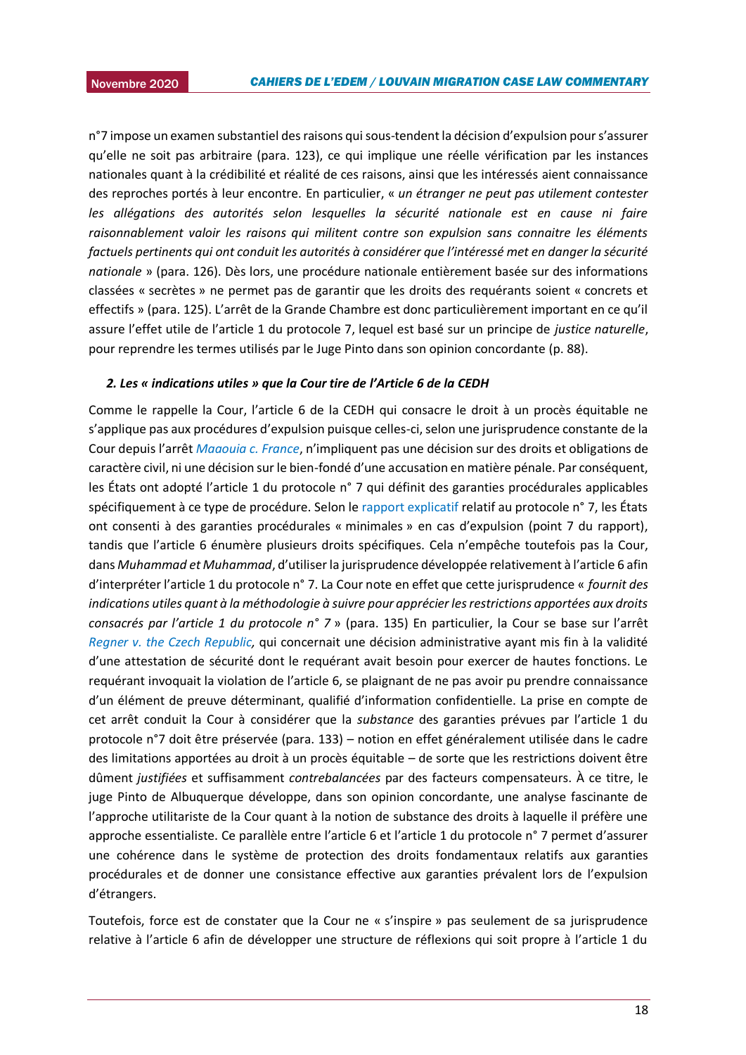n°7 impose un examen substantiel des raisons qui sous-tendent la décision d'expulsion pour s'assurer qu'elle ne soit pas arbitraire (para. 123), ce qui implique une réelle vérification par les instances nationales quant à la crédibilité et réalité de ces raisons, ainsi que les intéressés aient connaissance des reproches portés à leur encontre. En particulier, « *un étranger ne peut pas utilement contester les allégations des autorités selon lesquelles la sécurité nationale est en cause ni faire raisonnablement valoir les raisons qui militent contre son expulsion sans connaitre les éléments factuels pertinents qui ont conduit les autorités à considérer que l'intéressé met en danger la sécurité nationale* » (para. 126). Dès lors, une procédure nationale entièrement basée sur des informations classées « secrètes » ne permet pas de garantir que les droits des requérants soient « concrets et effectifs » (para. 125). L'arrêt de la Grande Chambre est donc particulièrement important en ce qu'il assure l'effet utile de l'article 1 du protocole 7, lequel est basé sur un principe de *justice naturelle*, pour reprendre les termes utilisés par le Juge Pinto dans son opinion concordante (p. 88).

### 2. Les « indications utiles » que la Cour tire de l'Article 6 de la CEDH

Comme le rappelle la Cour, l'article 6 de la CEDH qui consacre le droit à un procès équitable ne s'applique pas aux procédures d'expulsion puisque celles-ci, selon une jurisprudence constante de la Cour depuis l'arrêt *Maaouia c. France*, n'impliquent pas une décision sur des droits et obligations de caractère civil, ni une décision sur le bien-fondé d'une accusation en matière pénale. Par conséquent, les États ont adopté l'article 1 du protocole n° 7 qui définit des garanties procédurales applicables spécifiquement à ce type de procédure. Selon le rapport explicatif relatif au protocole n° 7, les États ont consenti à des garanties procédurales « minimales » en cas d'expulsion (point 7 du rapport), tandis que l'article 6 énumère plusieurs droits spécifiques. Cela n'empêche toutefois pas la Cour, dans *Muhammad et Muhammad*, d'utiliser la jurisprudence développée relativement à l'article 6 afin d'interpréter l'article 1 du protocole n° 7. La Cour note en effet que cette jurisprudence « *fournit des indications utiles quant à la méthodologie à suivre pour apprécier les restrictions apportées aux droits consacrés par l'article 1 du protocole n° 7* » (para. 135) En particulier, la Cour se base sur l'arrêt *Regner v. the Czech Republic,* qui concernait une décision administrative ayant mis fin à la validité d'une attestation de sécurité dont le requérant avait besoin pour exercer de hautes fonctions. Le requérant invoquait la violation de l'article 6, se plaignant de ne pas avoir pu prendre connaissance d'un élément de preuve déterminant, qualifié d'information confidentielle. La prise en compte de cet arrêt conduit la Cour à considérer que la *substance* des garanties prévues par l'article 1 du protocole n°7 doit être préservée (para. 133) – notion en effet généralement utilisée dans le cadre des limitations apportées au droit à un procès équitable – de sorte que les restrictions doivent être dûment *justifiées* et suffisamment *contrebalancées* par des facteurs compensateurs. À ce titre, le juge Pinto de Albuquerque développe, dans son opinion concordante, une analyse fascinante de l'approche utilitariste de la Cour quant à la notion de substance des droits à laquelle il préfère une approche essentialiste. Ce parallèle entre l'article 6 et l'article 1 du protocole n° 7 permet d'assurer une cohérence dans le système de protection des droits fondamentaux relatifs aux garanties procédurales et de donner une consistance effective aux garanties prévalent lors de l'expulsion d'étrangers.

Toutefois, force est de constater que la Cour ne « s'inspire » pas seulement de sa jurisprudence relative à l'article 6 afin de développer une structure de réflexions qui soit propre à l'article 1 du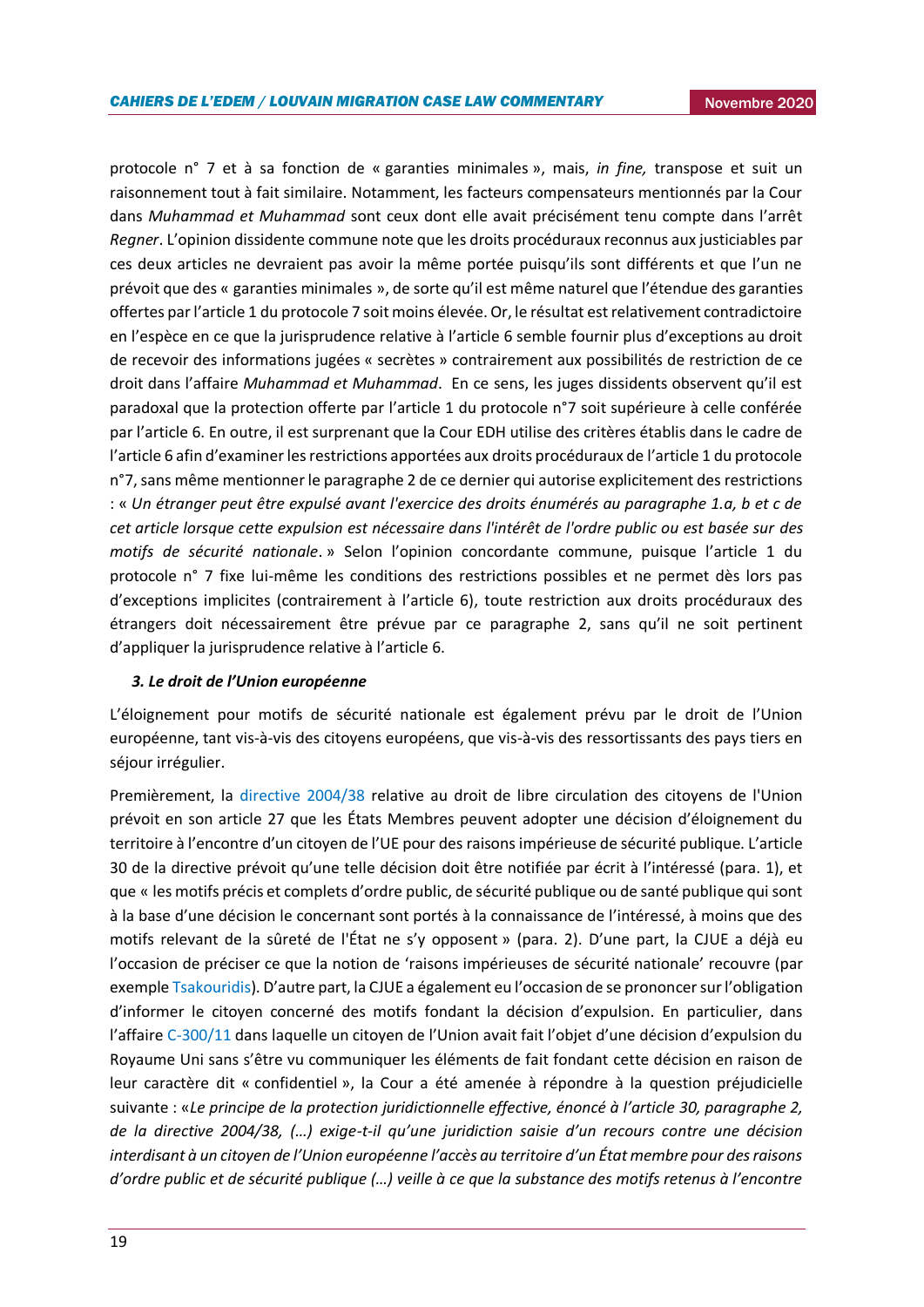protocole n° 7 et à sa fonction de « garanties minimales », mais, *in fine,* transpose et suit un raisonnement tout à fait similaire. Notamment, les facteurs compensateurs mentionnés par la Cour dans *Muhammad et Muhammad* sont ceux dont elle avait précisément tenu compte dans l'arrêt *Regner*. L'opinion dissidente commune note que les droits procéduraux reconnus aux justiciables par ces deux articles ne devraient pas avoir la même portée puisqu'ils sont différents et que l'un ne prévoit que des « garanties minimales », de sorte qu'il est même naturel que l'étendue des garanties offertes par l'article 1 du protocole 7 soit moins élevée. Or, le résultat est relativement contradictoire en l'espèce en ce que la jurisprudence relative à l'article 6 semble fournir plus d'exceptions au droit de recevoir des informations jugées « secrètes » contrairement aux possibilités de restriction de ce droit dans l'affaire *Muhammad et Muhammad*. En ce sens, les juges dissidents observent qu'il est paradoxal que la protection offerte par l'article 1 du protocole n°7 soit supérieure à celle conférée par l'article 6. En outre, il est surprenant que la Cour EDH utilise des critères établis dans le cadre de l'article 6 afin d'examiner les restrictions apportées aux droits procéduraux de l'article 1 du protocole n°7, sans même mentionner le paragraphe 2 de ce dernier qui autorise explicitement des restrictions : « *Un étranger peut être expulsé avant l'exercice des droits énumérés au paragraphe 1.a, b et c de cet article lorsque cette expulsion est nécessaire dans l'intérêt de l'ordre public ou est basée sur des motifs de sécurité nationale*. » Selon l'opinion concordante commune, puisque l'article 1 du protocole n° 7 fixe lui-même les conditions des restrictions possibles et ne permet dès lors pas d'exceptions implicites (contrairement à l'article 6), toute restriction aux droits procéduraux des étrangers doit nécessairement être prévue par ce paragraphe 2, sans qu'il ne soit pertinent d'appliquer la jurisprudence relative à l'article 6.

### *3. Le droit de l'Union européenne*

L'éloignement pour motifs de sécurité nationale est également prévu par le droit de l'Union européenne, tant vis-à-vis des citoyens européens, que vis-à-vis des ressortissants des pays tiers en séjour irrégulier.

Premièrement, la directive 2004/38 relative au droit de libre circulation des citoyens de l'Union prévoit en son article 27 que les États Membres peuvent adopter une décision d'éloignement du territoire à l'encontre d'un citoyen de l'UE pour des raisons impérieuse de sécurité publique. L'article 30 de la directive prévoit qu'une telle décision doit être notifiée par écrit à l'intéressé (para. 1), et que « les motifs précis et complets d'ordre public, de sécurité publique ou de santé publique qui sont à la base d'une décision le concernant sont portés à la connaissance de l'intéressé, à moins que des motifs relevant de la sûreté de l'État ne s'y opposent » (para. 2). D'une part, la CJUE a déjà eu l'occasion de préciser ce que la notion de 'raisons impérieuses de sécurité nationale' recouvre (par exemple Tsakouridis). D'autre part, la CJUE a également eu l'occasion de se prononcer sur l'obligation d'informer le citoyen concerné des motifs fondant la décision d'expulsion. En particulier, dans l'affaire C-300/11 dans laquelle un citoyen de l'Union avait fait l'objet d'une décision d'expulsion du Royaume Uni sans s'être vu communiquer les éléments de fait fondant cette décision en raison de leur caractère dit « confidentiel », la Cour a été amenée à répondre à la question préjudicielle suivante : «*Le principe de la protection juridictionnelle effective, énoncé à l'article 30, paragraphe 2, de la directive 2004/38, (…) exige-t-il qu'une juridiction saisie d'un recours contre une décision interdisant à un citoyen de l'Union européenne l'accès au territoire d'un État membre pour des raisons d'ordre public et de sécurité publique (…) veille à ce que la substance des motifs retenus à l'encontre*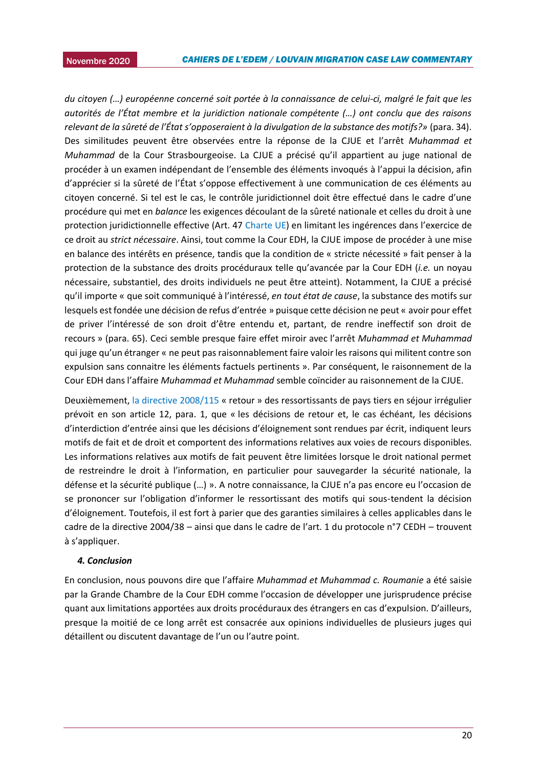*du citoyen (…) européenne concerné soit portée à la connaissance de celui-ci, malgré le fait que les autorités de l'État membre et la juridiction nationale compétente (…) ont conclu que des raisons relevant de la sûreté de l'État s'opposeraient à la divulgation de la substance des motifs?»* (para. 34). Des similitudes peuvent être observées entre la réponse de la CJUE et l'arrêt *Muhammad et Muhammad* de la Cour Strasbourgeoise. La CJUE a précisé qu'il appartient au juge national de procéder à un examen indépendant de l'ensemble des éléments invoqués à l'appui la décision, afin d'apprécier si la sûreté de l'État s'oppose effectivement à une communication de ces éléments au citoyen concerné. Si tel est le cas, le contrôle juridictionnel doit être effectué dans le cadre d'une procédure qui met en *balance* les exigences découlant de la sûreté nationale et celles du droit à une protection juridictionnelle effective (Art. 47 Charte UE) en limitant les ingérences dans l'exercice de ce droit au *strict nécessaire*. Ainsi, tout comme la Cour EDH, la CJUE impose de procéder à une mise en balance des intérêts en présence, tandis que la condition de « stricte nécessité » fait penser à la protection de la substance des droits procéduraux telle qu'avancée par la Cour EDH (*i.e.* un noyau nécessaire, substantiel, des droits individuels ne peut être atteint). Notamment, la CJUE a précisé qu'il importe « que soit communiqué à l'intéressé, *en tout état de cause*, la substance des motifs sur lesquels est fondée une décision de refus d'entrée » puisque cette décision ne peut « avoir pour effet de priver l'intéressé de son droit d'être entendu et, partant, de rendre ineffectif son droit de recours » (para. 65). Ceci semble presque faire effet miroir avec l'arrêt *Muhammad et Muhammad* qui juge qu'un étranger « ne peut pas raisonnablement faire valoir les raisons qui militent contre son expulsion sans connaitre les éléments factuels pertinents ». Par conséquent, le raisonnement de la Cour EDH dans l'affaire *Muhammad et Muhammad* semble coïncider au raisonnement de la CJUE.

Deuxièmement, la directive 2008/115 « retour » des ressortissants de pays tiers en séjour irrégulier prévoit en son article 12, para. 1, que « les décisions de retour et, le cas échéant, les décisions d'interdiction d'entrée ainsi que les décisions d'éloignement sont rendues par écrit, indiquent leurs motifs de fait et de droit et comportent des informations relatives aux voies de recours disponibles. Les informations relatives aux motifs de fait peuvent être limitées lorsque le droit national permet de restreindre le droit à l'information, en particulier pour sauvegarder la sécurité nationale, la défense et la sécurité publique (…) ». A notre connaissance, la CJUE n'a pas encore eu l'occasion de se prononcer sur l'obligation d'informer le ressortissant des motifs qui sous-tendent la décision d'éloignement. Toutefois, il est fort à parier que des garanties similaires à celles applicables dans le cadre de la directive 2004/38 – ainsi que dans le cadre de l'art. 1 du protocole n°7 CEDH – trouvent à s'appliquer.

### 4. Conclusion

En conclusion, nous pouvons dire que l'affaire *Muhammad et Muhammad c. Roumanie* a été saisie par la Grande Chambre de la Cour EDH comme l'occasion de développer une jurisprudence précise quant aux limitations apportées aux droits procéduraux des étrangers en cas d'expulsion. D'ailleurs, presque la moitié de ce long arrêt est consacrée aux opinions individuelles de plusieurs juges qui détaillent ou discutent davantage de l'un ou l'autre point.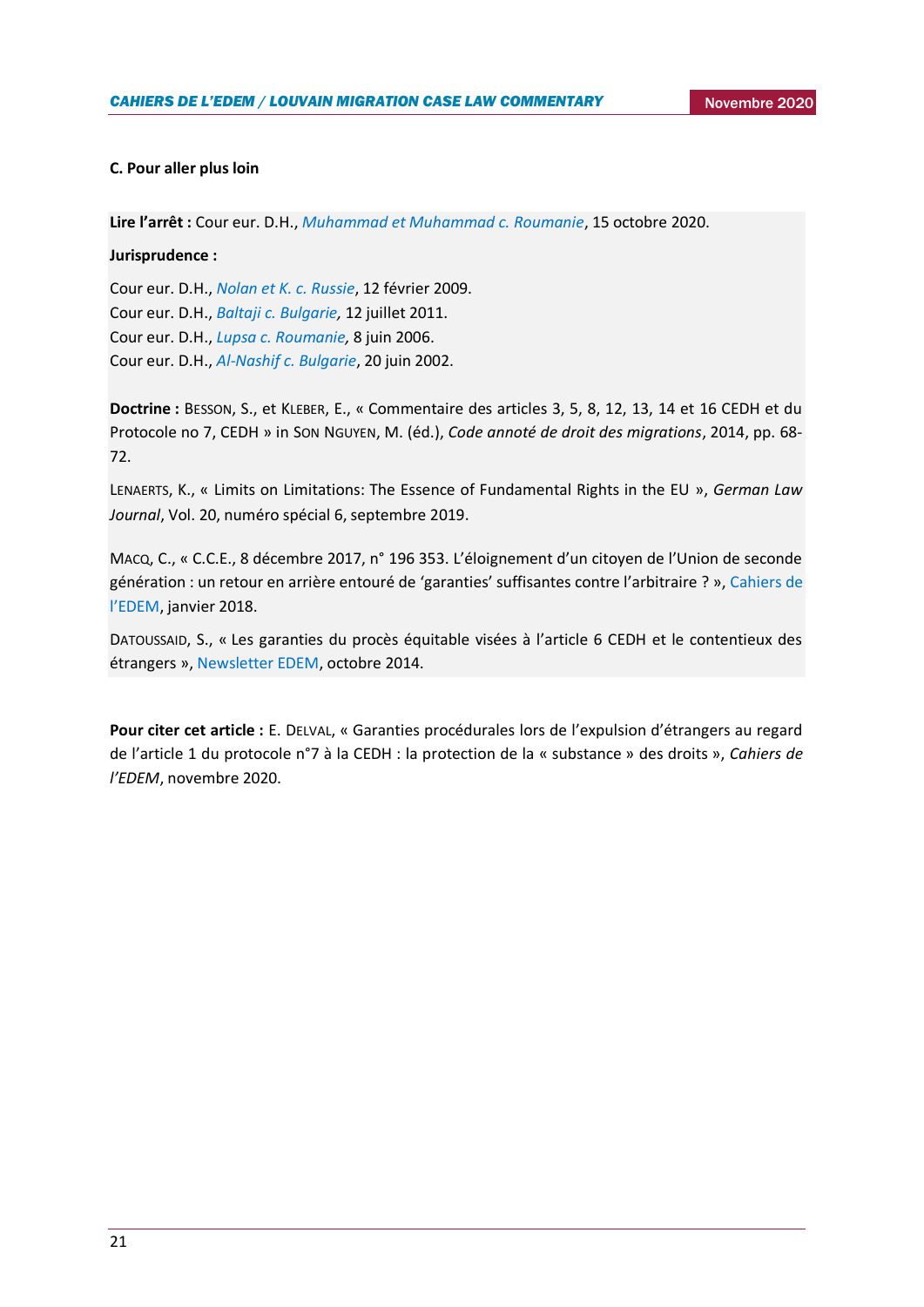### C. Pour aller plus loin

**Lire l'arrêt :** Cour eur. D.H., *Muhammad et Muhammad c. Roumanie*, 15 octobre 2020.

**Jurisprudence :**

Cour eur. D.H., *Nolan et K. c. Russie*, 12 février 2009.
Cour eur. D.H., *Baltaji c. Bulgarie,* 12 juillet 2011.
Cour eur. D.H., *Lupsa c. Roumanie,* 8 juin 2006.
Cour eur. D.H., *Al-Nashif c. Bulgarie*, 20 juin 2002.

**Doctrine :** Besson, S., et Kleber, E., « Commentaire des articles 3, 5, 8, 12, 13, 14 et 16 CEDH et du Protocole no 7, CEDH » in Son Nguyen, M. (éd.), *Code annoté de droit des migrations*, 2014, pp. 68-72.

Lenaerts, K., « Limits on Limitations: The Essence of Fundamental Rights in the EU », *German Law Journal*, Vol. 20, numéro spécial 6, septembre 2019.

Macq, C., « C.C.E., 8 décembre 2017, n° 196 353. L'éloignement d'un citoyen de l'Union de seconde génération : un retour en arrière entouré de 'garanties' suffisantes contre l'arbitraire ? », Cahiers de l'EDEM, janvier 2018.

Datoussaid, S., « Les garanties du procès équitable visées à l'article 6 CEDH et le contentieux des étrangers », Newsletter EDEM, octobre 2014.

**Pour citer cet article :** E. Delval, « Garanties procédurales lors de l'expulsion d'étrangers au regard de l'article 1 du protocole n°7 à la CEDH : la protection de la « substance » des droits », *Cahiers de l'EDEM*, novembre 2020.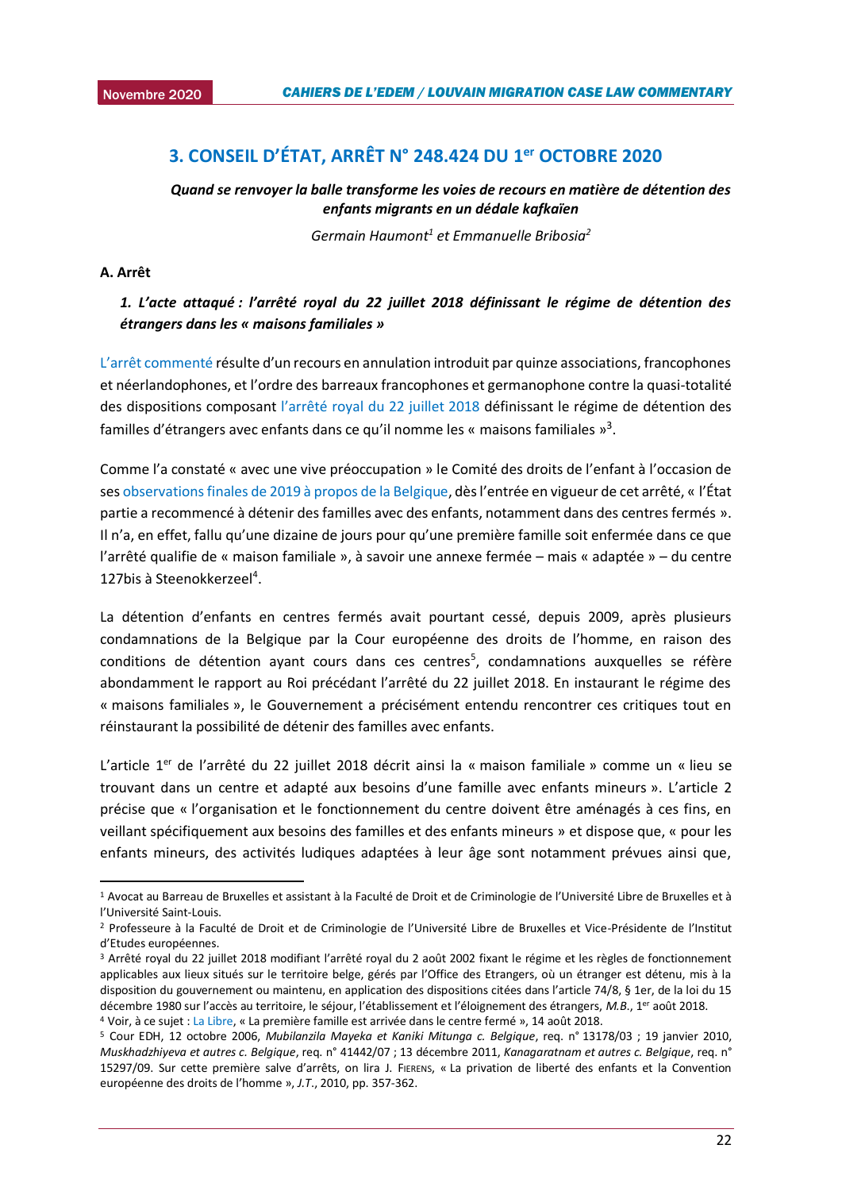## 3. CONSEIL D'ÉTAT, ARRÊT N° 248.424 DU 1er OCTOBRE 2020

***Quand se renvoyer la balle transforme les voies de recours en matière de détention des enfants migrants en un dédale kafkaïen***

*Germain Haumont[1] et Emmanuelle Bribosia[2]*

### A. Arrêt

#### *1. L'acte attaqué : l'arrêté royal du 22 juillet 2018 définissant le régime de détention des étrangers dans les « maisons familiales »*

L'arrêt commenté résulte d'un recours en annulation introduit par quinze associations, francophones et néerlandophones, et l'ordre des barreaux francophones et germanophone contre la quasi-totalité des dispositions composant l'arrêté royal du 22 juillet 2018 définissant le régime de détention des familles d'étrangers avec enfants dans ce qu'il nomme les « maisons familiales »[3].

Comme l'a constaté « avec une vive préoccupation » le Comité des droits de l'enfant à l'occasion de ses observations finales de 2019 à propos de la Belgique, dès l'entrée en vigueur de cet arrêté, « l'État partie a recommencé à détenir des familles avec des enfants, notamment dans des centres fermés ». Il n'a, en effet, fallu qu'une dizaine de jours pour qu'une première famille soit enfermée dans ce que l'arrêté qualifie de « maison familiale », à savoir une annexe fermée – mais « adaptée » – du centre 127bis à Steenokkerzeel[4].

La détention d'enfants en centres fermés avait pourtant cessé, depuis 2009, après plusieurs condamnations de la Belgique par la Cour européenne des droits de l'homme, en raison des conditions de détention ayant cours dans ces centres[5], condamnations auxquelles se réfère abondamment le rapport au Roi précédant l'arrêté du 22 juillet 2018. En instaurant le régime des « maisons familiales », le Gouvernement a précisément entendu rencontrer ces critiques tout en réinstaurant la possibilité de détenir des familles avec enfants.

L'article 1er de l'arrêté du 22 juillet 2018 décrit ainsi la « maison familiale » comme un « lieu se trouvant dans un centre et adapté aux besoins d'une famille avec enfants mineurs ». L'article 2 précise que « l'organisation et le fonctionnement du centre doivent être aménagés à ces fins, en veillant spécifiquement aux besoins des familles et des enfants mineurs » et dispose que, « pour les enfants mineurs, des activités ludiques adaptées à leur âge sont notamment prévues ainsi que,

---

[1] Avocat au Barreau de Bruxelles et assistant à la Faculté de Droit et de Criminologie de l'Université Libre de Bruxelles et à l'Université Saint-Louis.

[2] Professeure à la Faculté de Droit et de Criminologie de l'Université Libre de Bruxelles et Vice-Présidente de l'Institut d'Etudes européennes.

[3] Arrêté royal du 22 juillet 2018 modifiant l'arrêté royal du 2 août 2002 fixant le régime et les règles de fonctionnement applicables aux lieux situés sur le territoire belge, gérés par l'Office des Etrangers, où un étranger est détenu, mis à la disposition du gouvernement ou maintenu, en application des dispositions citées dans l'article 74/8, § 1er, de la loi du 15 décembre 1980 sur l'accès au territoire, le séjour, l'établissement et l'éloignement des étrangers, *M.B.*, 1er août 2018.

[4] Voir, à ce sujet : La Libre, « La première famille est arrivée dans le centre fermé », 14 août 2018.

[5] Cour EDH, 12 octobre 2006, *Mubilanzila Mayeka et Kaniki Mitunga c. Belgique*, req. n° 13178/03 ; 19 janvier 2010, *Muskhadzhiyeva et autres c. Belgique*, req. n° 41442/07 ; 13 décembre 2011, *Kanagaratnam et autres c. Belgique*, req. n° 15297/09. Sur cette première salve d'arrêts, on lira J. FIERENS, « La privation de liberté des enfants et la Convention européenne des droits de l'homme », *J.T.*, 2010, pp. 357-362.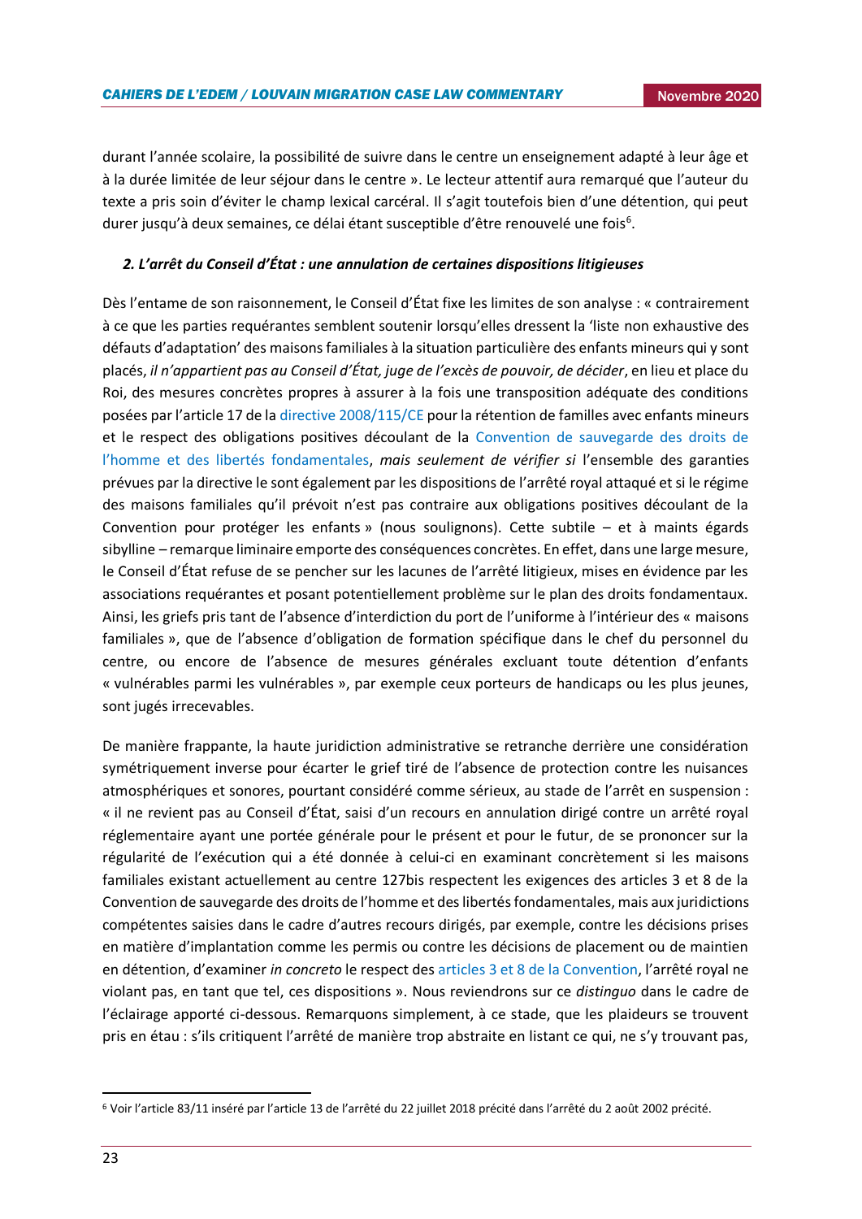durant l'année scolaire, la possibilité de suivre dans le centre un enseignement adapté à leur âge et à la durée limitée de leur séjour dans le centre ». Le lecteur attentif aura remarqué que l'auteur du texte a pris soin d'éviter le champ lexical carcéral. Il s'agit toutefois bien d'une détention, qui peut durer jusqu'à deux semaines, ce délai étant susceptible d'être renouvelé une fois[6].

### *2. L'arrêt du Conseil d'État : une annulation de certaines dispositions litigieuses*

Dès l'entame de son raisonnement, le Conseil d'État fixe les limites de son analyse : « contrairement à ce que les parties requérantes semblent soutenir lorsqu'elles dressent la 'liste non exhaustive des défauts d'adaptation' des maisons familiales à la situation particulière des enfants mineurs qui y sont placés, *il n'appartient pas au Conseil d'État, juge de l'excès de pouvoir, de décider*, en lieu et place du Roi, des mesures concrètes propres à assurer à la fois une transposition adéquate des conditions posées par l'article 17 de la directive 2008/115/CE pour la rétention de familles avec enfants mineurs et le respect des obligations positives découlant de la Convention de sauvegarde des droits de l'homme et des libertés fondamentales, *mais seulement de vérifier si* l'ensemble des garanties prévues par la directive le sont également par les dispositions de l'arrêté royal attaqué et si le régime des maisons familiales qu'il prévoit n'est pas contraire aux obligations positives découlant de la Convention pour protéger les enfants » (nous soulignons). Cette subtile – et à maints égards sibylline – remarque liminaire emporte des conséquences concrètes. En effet, dans une large mesure, le Conseil d'État refuse de se pencher sur les lacunes de l'arrêté litigieux, mises en évidence par les associations requérantes et posant potentiellement problème sur le plan des droits fondamentaux. Ainsi, les griefs pris tant de l'absence d'interdiction du port de l'uniforme à l'intérieur des « maisons familiales », que de l'absence d'obligation de formation spécifique dans le chef du personnel du centre, ou encore de l'absence de mesures générales excluant toute détention d'enfants « vulnérables parmi les vulnérables », par exemple ceux porteurs de handicaps ou les plus jeunes, sont jugés irrecevables.

De manière frappante, la haute juridiction administrative se retranche derrière une considération symétriquement inverse pour écarter le grief tiré de l'absence de protection contre les nuisances atmosphériques et sonores, pourtant considéré comme sérieux, au stade de l'arrêt en suspension : « il ne revient pas au Conseil d'État, saisi d'un recours en annulation dirigé contre un arrêté royal réglementaire ayant une portée générale pour le présent et pour le futur, de se prononcer sur la régularité de l'exécution qui a été donnée à celui-ci en examinant concrètement si les maisons familiales existant actuellement au centre 127bis respectent les exigences des articles 3 et 8 de la Convention de sauvegarde des droits de l'homme et des libertés fondamentales, mais aux juridictions compétentes saisies dans le cadre d'autres recours dirigés, par exemple, contre les décisions prises en matière d'implantation comme les permis ou contre les décisions de placement ou de maintien en détention, d'examiner *in concreto* le respect des articles 3 et 8 de la Convention, l'arrêté royal ne violant pas, en tant que tel, ces dispositions ». Nous reviendrons sur ce *distinguo* dans le cadre de l'éclairage apporté ci-dessous. Remarquons simplement, à ce stade, que les plaideurs se trouvent pris en étau : s'ils critiquent l'arrêté de manière trop abstraite en listant ce qui, ne s'y trouvant pas,

---

[6] Voir l'article 83/11 inséré par l'article 13 de l'arrêté du 22 juillet 2018 précité dans l'arrêté du 2 août 2002 précité.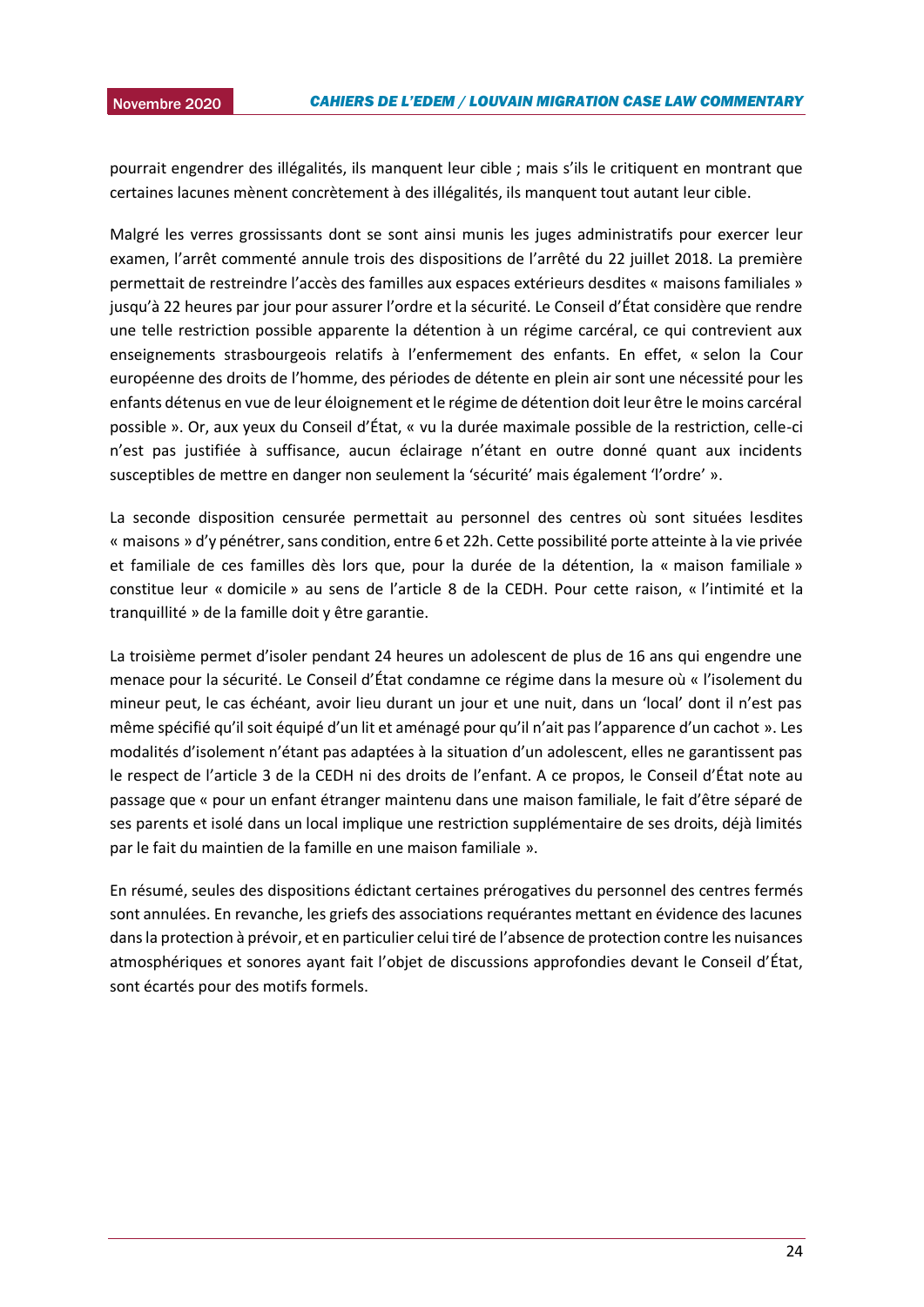pourrait engendrer des illégalités, ils manquent leur cible ; mais s'ils le critiquent en montrant que certaines lacunes mènent concrètement à des illégalités, ils manquent tout autant leur cible.

Malgré les verres grossissants dont se sont ainsi munis les juges administratifs pour exercer leur examen, l'arrêt commenté annule trois des dispositions de l'arrêté du 22 juillet 2018. La première permettait de restreindre l'accès des familles aux espaces extérieurs desdites « maisons familiales » jusqu'à 22 heures par jour pour assurer l'ordre et la sécurité. Le Conseil d'État considère que rendre une telle restriction possible apparente la détention à un régime carcéral, ce qui contrevient aux enseignements strasbourgeois relatifs à l'enfermement des enfants. En effet, « selon la Cour européenne des droits de l'homme, des périodes de détente en plein air sont une nécessité pour les enfants détenus en vue de leur éloignement et le régime de détention doit leur être le moins carcéral possible ». Or, aux yeux du Conseil d'État, « vu la durée maximale possible de la restriction, celle-ci n'est pas justifiée à suffisance, aucun éclairage n'étant en outre donné quant aux incidents susceptibles de mettre en danger non seulement la 'sécurité' mais également 'l'ordre' ».

La seconde disposition censurée permettait au personnel des centres où sont situées lesdites « maisons » d'y pénétrer, sans condition, entre 6 et 22h. Cette possibilité porte atteinte à la vie privée et familiale de ces familles dès lors que, pour la durée de la détention, la « maison familiale » constitue leur « domicile » au sens de l'article 8 de la CEDH. Pour cette raison, « l'intimité et la tranquillité » de la famille doit y être garantie.

La troisième permet d'isoler pendant 24 heures un adolescent de plus de 16 ans qui engendre une menace pour la sécurité. Le Conseil d'État condamne ce régime dans la mesure où « l'isolement du mineur peut, le cas échéant, avoir lieu durant un jour et une nuit, dans un 'local' dont il n'est pas même spécifié qu'il soit équipé d'un lit et aménagé pour qu'il n'ait pas l'apparence d'un cachot ». Les modalités d'isolement n'étant pas adaptées à la situation d'un adolescent, elles ne garantissent pas le respect de l'article 3 de la CEDH ni des droits de l'enfant. A ce propos, le Conseil d'État note au passage que « pour un enfant étranger maintenu dans une maison familiale, le fait d'être séparé de ses parents et isolé dans un local implique une restriction supplémentaire de ses droits, déjà limités par le fait du maintien de la famille en une maison familiale ».

En résumé, seules des dispositions édictant certaines prérogatives du personnel des centres fermés sont annulées. En revanche, les griefs des associations requérantes mettant en évidence des lacunes dans la protection à prévoir, et en particulier celui tiré de l'absence de protection contre les nuisances atmosphériques et sonores ayant fait l'objet de discussions approfondies devant le Conseil d'État, sont écartés pour des motifs formels.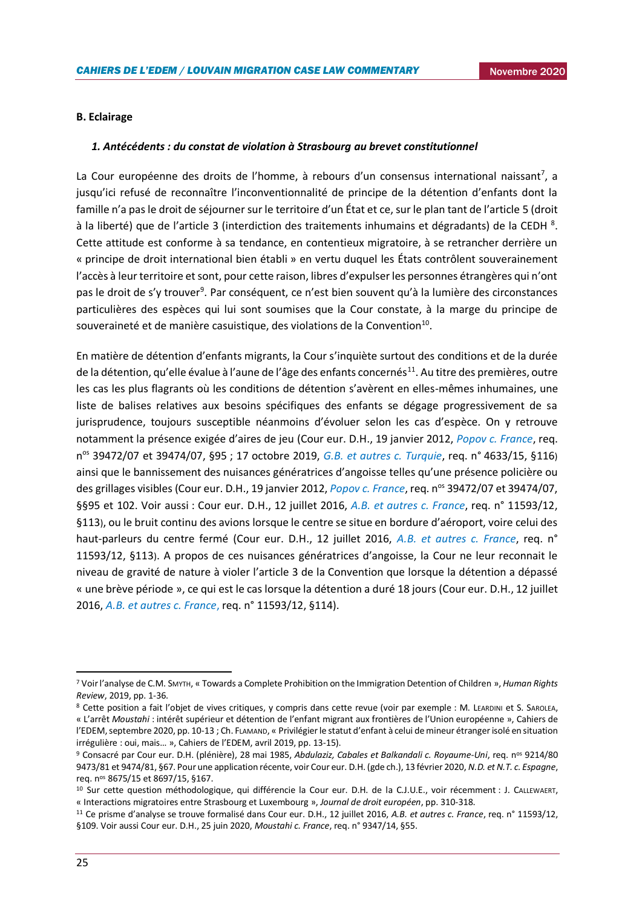**B. Eclairage**

***1. Antécédents : du constat de violation à Strasbourg au brevet constitutionnel***

La Cour européenne des droits de l'homme, à rebours d'un consensus international naissant[7], a jusqu'ici refusé de reconnaître l'inconventionnalité de principe de la détention d'enfants dont la famille n'a pas le droit de séjourner sur le territoire d'un État et ce, sur le plan tant de l'article 5 (droit à la liberté) que de l'article 3 (interdiction des traitements inhumains et dégradants) de la CEDH [8]. Cette attitude est conforme à sa tendance, en contentieux migratoire, à se retrancher derrière un « principe de droit international bien établi » en vertu duquel les États contrôlent souverainement l'accès à leur territoire et sont, pour cette raison, libres d'expulser les personnes étrangères qui n'ont pas le droit de s'y trouver[9]. Par conséquent, ce n'est bien souvent qu'à la lumière des circonstances particulières des espèces qui lui sont soumises que la Cour constate, à la marge du principe de souveraineté et de manière casuistique, des violations de la Convention[10].

En matière de détention d'enfants migrants, la Cour s'inquiète surtout des conditions et de la durée de la détention, qu'elle évalue à l'aune de l'âge des enfants concernés[11]. Au titre des premières, outre les cas les plus flagrants où les conditions de détention s'avèrent en elles-mêmes inhumaines, une liste de balises relatives aux besoins spécifiques des enfants se dégage progressivement de sa jurisprudence, toujours susceptible néanmoins d'évoluer selon les cas d'espèce. On y retrouve notamment la présence exigée d'aires de jeu (Cour eur. D.H., 19 janvier 2012, *Popov c. France*, req. n[os] 39472/07 et 39474/07, §95 ; 17 octobre 2019, *G.B. et autres c. Turquie*, req. n° 4633/15, §116) ainsi que le bannissement des nuisances génératrices d'angoisse telles qu'une présence policière ou des grillages visibles (Cour eur. D.H., 19 janvier 2012, *Popov c. France*, req. n[os] 39472/07 et 39474/07, §§95 et 102. Voir aussi : Cour eur. D.H., 12 juillet 2016, *A.B. et autres c. France*, req. n° 11593/12, §113), ou le bruit continu des avions lorsque le centre se situe en bordure d'aéroport, voire celui des haut-parleurs du centre fermé (Cour eur. D.H., 12 juillet 2016, *A.B. et autres c. France*, req. n° 11593/12, §113). A propos de ces nuisances génératrices d'angoisse, la Cour ne leur reconnait le niveau de gravité de nature à violer l'article 3 de la Convention que lorsque la détention a dépassé « une brève période », ce qui est le cas lorsque la détention a duré 18 jours (Cour eur. D.H., 12 juillet 2016, *A.B. et autres c. France*, req. n° 11593/12, §114).

---

[7] Voir l'analyse de C.M. Smyth, « Towards a Complete Prohibition on the Immigration Detention of Children », *Human Rights Review*, 2019, pp. 1-36.

[8] Cette position a fait l'objet de vives critiques, y compris dans cette revue (voir par exemple : M. Leardini et S. Sarolea, « L'arrêt *Moustahi* : intérêt supérieur et détention de l'enfant migrant aux frontières de l'Union européenne », Cahiers de l'EDEM, septembre 2020, pp. 10-13 ; Ch. Flamand, « Privilégier le statut d'enfant à celui de mineur étranger isolé en situation irrégulière : oui, mais… », Cahiers de l'EDEM, avril 2019, pp. 13-15).

[9] Consacré par Cour eur. D.H. (plénière), 28 mai 1985, *Abdulaziz, Cabales et Balkandali c. Royaume-Uni*, req. n[os] 9214/80 9473/81 et 9474/81, §67. Pour une application récente, voir Cour eur. D.H. (gde ch.), 13 février 2020, *N.D. et N.T. c. Espagne*, req. n[os] 8675/15 et 8697/15, §167.

[10] Sur cette question méthodologique, qui différencie la Cour eur. D.H. de la C.J.U.E., voir récemment : J. Callewaert, « Interactions migratoires entre Strasbourg et Luxembourg », *Journal de droit européen*, pp. 310-318.

[11] Ce prisme d'analyse se trouve formalisé dans Cour eur. D.H., 12 juillet 2016, *A.B. et autres c. France*, req. n° 11593/12, §109. Voir aussi Cour eur. D.H., 25 juin 2020, *Moustahi c. France*, req. n° 9347/14, §55.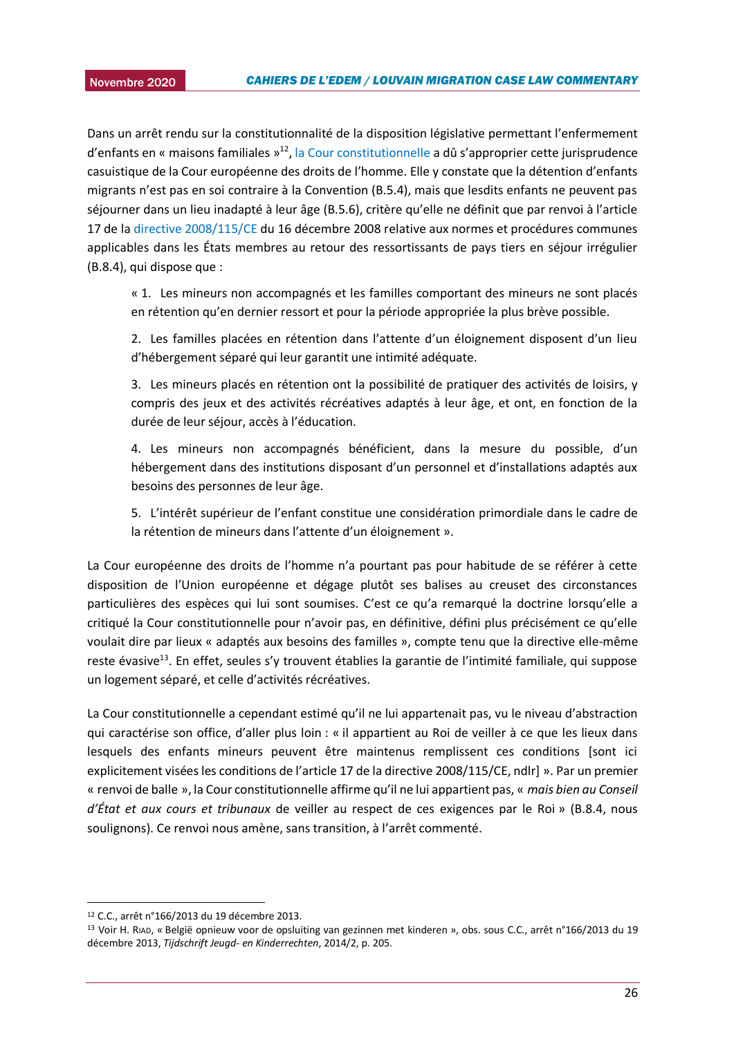Dans un arrêt rendu sur la constitutionnalité de la disposition législative permettant l'enfermement d'enfants en « maisons familiales »[12], la Cour constitutionnelle a dû s'approprier cette jurisprudence casuistique de la Cour européenne des droits de l'homme. Elle y constate que la détention d'enfants migrants n'est pas en soi contraire à la Convention (B.5.4), mais que lesdits enfants ne peuvent pas séjourner dans un lieu inadapté à leur âge (B.5.6), critère qu'elle ne définit que par renvoi à l'article 17 de la directive 2008/115/CE du 16 décembre 2008 relative aux normes et procédures communes applicables dans les États membres au retour des ressortissants de pays tiers en séjour irrégulier (B.8.4), qui dispose que :

> « 1. Les mineurs non accompagnés et les familles comportant des mineurs ne sont placés en rétention qu'en dernier ressort et pour la période appropriée la plus brève possible.
>
> 2. Les familles placées en rétention dans l'attente d'un éloignement disposent d'un lieu d'hébergement séparé qui leur garantit une intimité adéquate.
>
> 3. Les mineurs placés en rétention ont la possibilité de pratiquer des activités de loisirs, y compris des jeux et des activités récréatives adaptés à leur âge, et ont, en fonction de la durée de leur séjour, accès à l'éducation.
>
> 4. Les mineurs non accompagnés bénéficient, dans la mesure du possible, d'un hébergement dans des institutions disposant d'un personnel et d'installations adaptés aux besoins des personnes de leur âge.
>
> 5. L'intérêt supérieur de l'enfant constitue une considération primordiale dans le cadre de la rétention de mineurs dans l'attente d'un éloignement ».

La Cour européenne des droits de l'homme n'a pourtant pas pour habitude de se référer à cette disposition de l'Union européenne et dégage plutôt ses balises au creuset des circonstances particulières des espèces qui lui sont soumises. C'est ce qu'a remarqué la doctrine lorsqu'elle a critiqué la Cour constitutionnelle pour n'avoir pas, en définitive, défini plus précisément ce qu'elle voulait dire par lieux « adaptés aux besoins des familles », compte tenu que la directive elle-même reste évasive[13]. En effet, seules s'y trouvent établies la garantie de l'intimité familiale, qui suppose un logement séparé, et celle d'activités récréatives.

La Cour constitutionnelle a cependant estimé qu'il ne lui appartenait pas, vu le niveau d'abstraction qui caractérise son office, d'aller plus loin : « il appartient au Roi de veiller à ce que les lieux dans lesquels des enfants mineurs peuvent être maintenus remplissent ces conditions [sont ici explicitement visées les conditions de l'article 17 de la directive 2008/115/CE, ndlr] ». Par un premier « renvoi de balle », la Cour constitutionnelle affirme qu'il ne lui appartient pas, « *mais bien au Conseil d'État et aux cours et tribunaux* de veiller au respect de ces exigences par le Roi » (B.8.4, nous soulignons). Ce renvoi nous amène, sans transition, à l'arrêt commenté.

---

[12] C.C., arrêt n°166/2013 du 19 décembre 2013.

[13] Voir H. Riad, « België opnieuw voor de opsluiting van gezinnen met kinderen », obs. sous C.C., arrêt n°166/2013 du 19 décembre 2013, *Tijdschrift Jeugd- en Kinderrechten*, 2014/2, p. 205.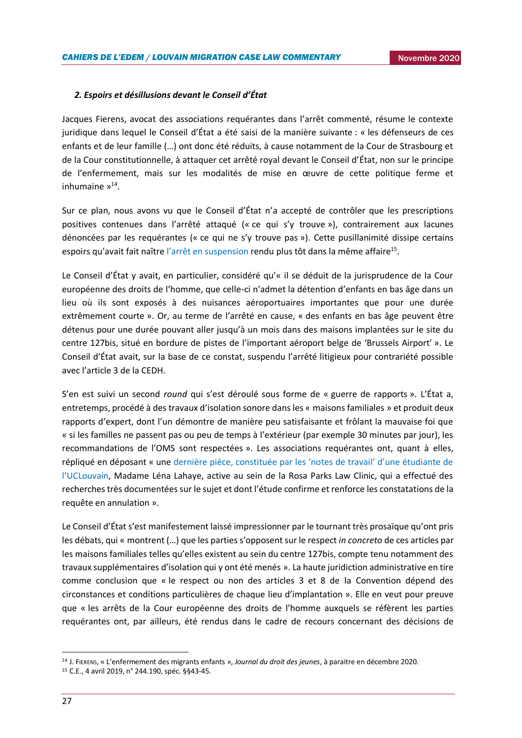### *2. Espoirs et désillusions devant le Conseil d'État*

Jacques Fierens, avocat des associations requérantes dans l'arrêt commenté, résume le contexte juridique dans lequel le Conseil d'État a été saisi de la manière suivante : « les défenseurs de ces enfants et de leur famille (…) ont donc été réduits, à cause notamment de la Cour de Strasbourg et de la Cour constitutionnelle, à attaquer cet arrêté royal devant le Conseil d'État, non sur le principe de l'enfermement, mais sur les modalités de mise en œuvre de cette politique ferme et inhumaine »[14].

Sur ce plan, nous avons vu que le Conseil d'État n'a accepté de contrôler que les prescriptions positives contenues dans l'arrêté attaqué (« ce qui s'y trouve »), contrairement aux lacunes dénoncées par les requérantes (« ce qui ne s'y trouve pas »). Cette pusillanimité dissipe certains espoirs qu'avait fait naître l'arrêt en suspension rendu plus tôt dans la même affaire[15].

Le Conseil d'État y avait, en particulier, considéré qu'« il se déduit de la jurisprudence de la Cour européenne des droits de l'homme, que celle-ci n'admet la détention d'enfants en bas âge dans un lieu où ils sont exposés à des nuisances aéroportuaires importantes que pour une durée extrêmement courte ». Or, au terme de l'arrêté en cause, « des enfants en bas âge peuvent être détenus pour une durée pouvant aller jusqu'à un mois dans des maisons implantées sur le site du centre 127bis, situé en bordure de pistes de l'important aéroport belge de 'Brussels Airport' ». Le Conseil d'État avait, sur la base de ce constat, suspendu l'arrêté litigieux pour contrariété possible avec l'article 3 de la CEDH.

S'en est suivi un second *round* qui s'est déroulé sous forme de « guerre de rapports ». L'État a, entretemps, procédé à des travaux d'isolation sonore dans les « maisons familiales » et produit deux rapports d'expert, dont l'un démontre de manière peu satisfaisante et frôlant la mauvaise foi que « si les familles ne passent pas ou peu de temps à l'extérieur (par exemple 30 minutes par jour), les recommandations de l'OMS sont respectées ». Les associations requérantes ont, quant à elles, répliqué en déposant « une dernière pièce, constituée par les 'notes de travail' d'une étudiante de l'UCLouvain, Madame Léna Lahaye, active au sein de la Rosa Parks Law Clinic, qui a effectué des recherches très documentées sur le sujet et dont l'étude confirme et renforce les constatations de la requête en annulation ».

Le Conseil d'État s'est manifestement laissé impressionner par le tournant très prosaïque qu'ont pris les débats, qui « montrent (…) que les parties s'opposent sur le respect *in concreto* de ces articles par les maisons familiales telles qu'elles existent au sein du centre 127bis, compte tenu notamment des travaux supplémentaires d'isolation qui y ont été menés ». La haute juridiction administrative en tire comme conclusion que « le respect ou non des articles 3 et 8 de la Convention dépend des circonstances et conditions particulières de chaque lieu d'implantation ». Elle en veut pour preuve que « les arrêts de la Cour européenne des droits de l'homme auxquels se réfèrent les parties requérantes ont, par ailleurs, été rendus dans le cadre de recours concernant des décisions de

---

[14] J. Fierens, « L'enfermement des migrants enfants », *Journal du droit des jeunes*, à paraitre en décembre 2020.

[15] C.E., 4 avril 2019, n° 244.190, spéc. §§43-45.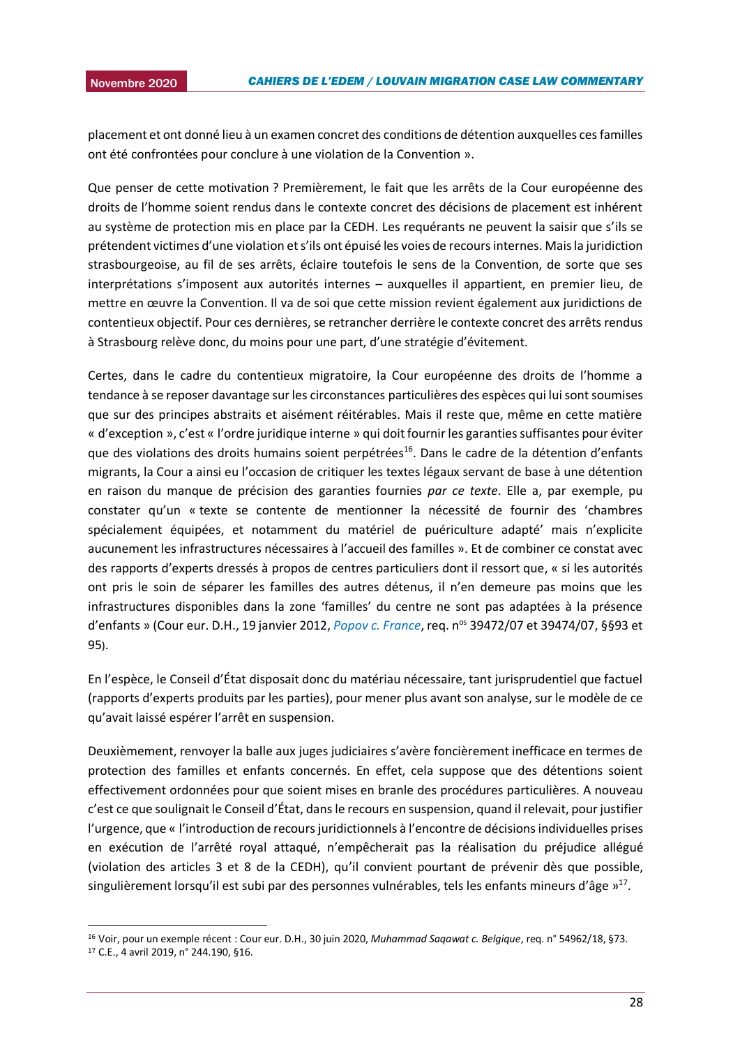placement et ont donné lieu à un examen concret des conditions de détention auxquelles ces familles ont été confrontées pour conclure à une violation de la Convention ».

Que penser de cette motivation ? Premièrement, le fait que les arrêts de la Cour européenne des droits de l'homme soient rendus dans le contexte concret des décisions de placement est inhérent au système de protection mis en place par la CEDH. Les requérants ne peuvent la saisir que s'ils se prétendent victimes d'une violation et s'ils ont épuisé les voies de recours internes. Mais la juridiction strasbourgeoise, au fil de ses arrêts, éclaire toutefois le sens de la Convention, de sorte que ses interprétations s'imposent aux autorités internes – auxquelles il appartient, en premier lieu, de mettre en œuvre la Convention. Il va de soi que cette mission revient également aux juridictions de contentieux objectif. Pour ces dernières, se retrancher derrière le contexte concret des arrêts rendus à Strasbourg relève donc, du moins pour une part, d'une stratégie d'évitement.

Certes, dans le cadre du contentieux migratoire, la Cour européenne des droits de l'homme a tendance à se reposer davantage sur les circonstances particulières des espèces qui lui sont soumises que sur des principes abstraits et aisément réitérables. Mais il reste que, même en cette matière « d'exception », c'est « l'ordre juridique interne » qui doit fournir les garanties suffisantes pour éviter que des violations des droits humains soient perpétrées[16]. Dans le cadre de la détention d'enfants migrants, la Cour a ainsi eu l'occasion de critiquer les textes légaux servant de base à une détention en raison du manque de précision des garanties fournies *par ce texte*. Elle a, par exemple, pu constater qu'un « texte se contente de mentionner la nécessité de fournir des 'chambres spécialement équipées, et notamment du matériel de puériculture adapté' mais n'explicite aucunement les infrastructures nécessaires à l'accueil des familles ». Et de combiner ce constat avec des rapports d'experts dressés à propos de centres particuliers dont il ressort que, « si les autorités ont pris le soin de séparer les familles des autres détenus, il n'en demeure pas moins que les infrastructures disponibles dans la zone 'familles' du centre ne sont pas adaptées à la présence d'enfants » (Cour eur. D.H., 19 janvier 2012, *Popov c. France*, req. n[os] 39472/07 et 39474/07, §§93 et 95).

En l'espèce, le Conseil d'État disposait donc du matériau nécessaire, tant jurisprudentiel que factuel (rapports d'experts produits par les parties), pour mener plus avant son analyse, sur le modèle de ce qu'avait laissé espérer l'arrêt en suspension.

Deuxièmement, renvoyer la balle aux juges judiciaires s'avère foncièrement inefficace en termes de protection des familles et enfants concernés. En effet, cela suppose que des détentions soient effectivement ordonnées pour que soient mises en branle des procédures particulières. A nouveau c'est ce que soulignait le Conseil d'État, dans le recours en suspension, quand il relevait, pour justifier l'urgence, que « l'introduction de recours juridictionnels à l'encontre de décisions individuelles prises en exécution de l'arrêté royal attaqué, n'empêcherait pas la réalisation du préjudice allégué (violation des articles 3 et 8 de la CEDH), qu'il convient pourtant de prévenir dès que possible, singulièrement lorsqu'il est subi par des personnes vulnérables, tels les enfants mineurs d'âge »[17].

---

[16] Voir, pour un exemple récent : Cour eur. D.H., 30 juin 2020, *Muhammad Saqawat c. Belgique*, req. n° 54962/18, §73.

[17] C.E., 4 avril 2019, n° 244.190, §16.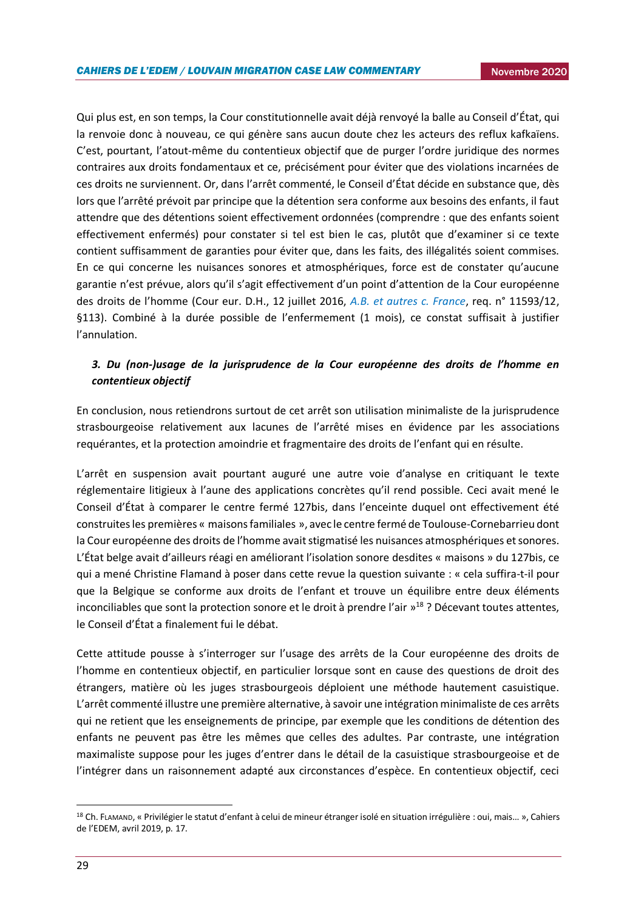Qui plus est, en son temps, la Cour constitutionnelle avait déjà renvoyé la balle au Conseil d'État, qui la renvoie donc à nouveau, ce qui génère sans aucun doute chez les acteurs des reflux kafkaïens. C'est, pourtant, l'atout-même du contentieux objectif que de purger l'ordre juridique des normes contraires aux droits fondamentaux et ce, précisément pour éviter que des violations incarnées de ces droits ne surviennent. Or, dans l'arrêt commenté, le Conseil d'État décide en substance que, dès lors que l'arrêté prévoit par principe que la détention sera conforme aux besoins des enfants, il faut attendre que des détentions soient effectivement ordonnées (comprendre : que des enfants soient effectivement enfermés) pour constater si tel est bien le cas, plutôt que d'examiner si ce texte contient suffisamment de garanties pour éviter que, dans les faits, des illégalités soient commises. En ce qui concerne les nuisances sonores et atmosphériques, force est de constater qu'aucune garantie n'est prévue, alors qu'il s'agit effectivement d'un point d'attention de la Cour européenne des droits de l'homme (Cour eur. D.H., 12 juillet 2016, *A.B. et autres c. France*, req. n° 11593/12, §113). Combiné à la durée possible de l'enfermement (1 mois), ce constat suffisait à justifier l'annulation.

### *3. Du (non-)usage de la jurisprudence de la Cour européenne des droits de l'homme en contentieux objectif*

En conclusion, nous retiendrons surtout de cet arrêt son utilisation minimaliste de la jurisprudence strasbourgeoise relativement aux lacunes de l'arrêté mises en évidence par les associations requérantes, et la protection amoindrie et fragmentaire des droits de l'enfant qui en résulte.

L'arrêt en suspension avait pourtant auguré une autre voie d'analyse en critiquant le texte réglementaire litigieux à l'aune des applications concrètes qu'il rend possible. Ceci avait mené le Conseil d'État à comparer le centre fermé 127bis, dans l'enceinte duquel ont effectivement été construites les premières « maisons familiales », avec le centre fermé de Toulouse-Cornebarrieu dont la Cour européenne des droits de l'homme avait stigmatisé les nuisances atmosphériques et sonores. L'État belge avait d'ailleurs réagi en améliorant l'isolation sonore desdites « maisons » du 127bis, ce qui a mené Christine Flamand à poser dans cette revue la question suivante : « cela suffira-t-il pour que la Belgique se conforme aux droits de l'enfant et trouve un équilibre entre deux éléments inconciliables que sont la protection sonore et le droit à prendre l'air »[18] ? Décevant toutes attentes, le Conseil d'État a finalement fui le débat.

Cette attitude pousse à s'interroger sur l'usage des arrêts de la Cour européenne des droits de l'homme en contentieux objectif, en particulier lorsque sont en cause des questions de droit des étrangers, matière où les juges strasbourgeois déploient une méthode hautement casuistique. L'arrêt commenté illustre une première alternative, à savoir une intégration minimaliste de ces arrêts qui ne retient que les enseignements de principe, par exemple que les conditions de détention des enfants ne peuvent pas être les mêmes que celles des adultes. Par contraste, une intégration maximaliste suppose pour les juges d'entrer dans le détail de la casuistique strasbourgeoise et de l'intégrer dans un raisonnement adapté aux circonstances d'espèce. En contentieux objectif, ceci

---

[18] Ch. Flamand, « Privilégier le statut d'enfant à celui de mineur étranger isolé en situation irrégulière : oui, mais… », Cahiers de l'EDEM, avril 2019, p. 17.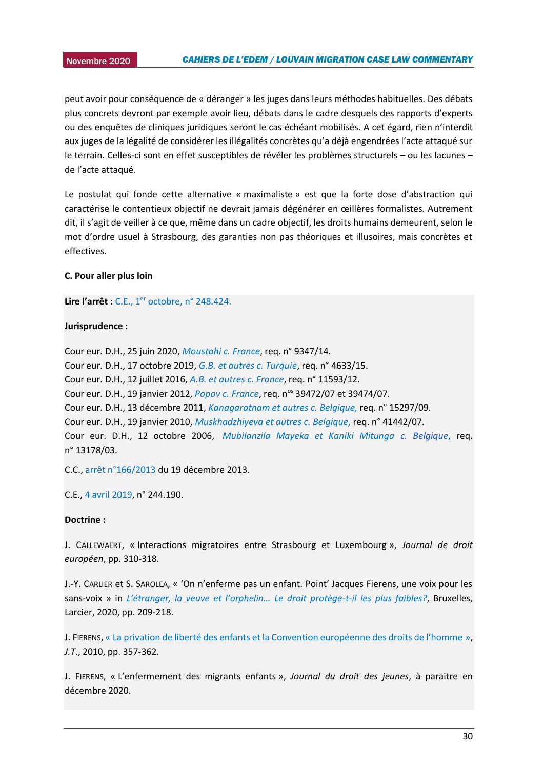peut avoir pour conséquence de « déranger » les juges dans leurs méthodes habituelles. Des débats plus concrets devront par exemple avoir lieu, débats dans le cadre desquels des rapports d'experts ou des enquêtes de cliniques juridiques seront le cas échéant mobilisés. A cet égard, rien n'interdit aux juges de la légalité de considérer les illégalités concrètes qu'a déjà engendrées l'acte attaqué sur le terrain. Celles-ci sont en effet susceptibles de révéler les problèmes structurels – ou les lacunes – de l'acte attaqué.

Le postulat qui fonde cette alternative « maximaliste » est que la forte dose d'abstraction qui caractérise le contentieux objectif ne devrait jamais dégénérer en œillères formalistes. Autrement dit, il s'agit de veiller à ce que, même dans un cadre objectif, les droits humains demeurent, selon le mot d'ordre usuel à Strasbourg, des garanties non pas théoriques et illusoires, mais concrètes et effectives.

**C. Pour aller plus loin**

**Lire l'arrêt :** C.E., 1er octobre, n° 248.424.

**Jurisprudence :**

Cour eur. D.H., 25 juin 2020, *Moustahi c. France*, req. n° 9347/14.
Cour eur. D.H., 17 octobre 2019, *G.B. et autres c. Turquie*, req. n° 4633/15.
Cour eur. D.H., 12 juillet 2016, *A.B. et autres c. France*, req. n° 11593/12.
Cour eur. D.H., 19 janvier 2012, *Popov c. France*, req. nos 39472/07 et 39474/07.
Cour eur. D.H., 13 décembre 2011, *Kanagaratnam et autres c. Belgique,* req. n° 15297/09.
Cour eur. D.H., 19 janvier 2010, *Muskhadzhiyeva et autres c. Belgique,* req. n° 41442/07.
Cour eur. D.H., 12 octobre 2006, *Mubilanzila Mayeka et Kaniki Mitunga c. Belgique*, req. n° 13178/03.

C.C., arrêt n°166/2013 du 19 décembre 2013.

C.E., 4 avril 2019, n° 244.190.

**Doctrine :**

J. Callewaert, « Interactions migratoires entre Strasbourg et Luxembourg », *Journal de droit européen*, pp. 310-318.

J.-Y. Carlier et S. Sarolea, « 'On n'enferme pas un enfant. Point' Jacques Fierens, une voix pour les sans-voix » in *L'étranger, la veuve et l'orphelin… Le droit protège-t-il les plus faibles?*, Bruxelles, Larcier, 2020, pp. 209-218.

J. Fierens, « La privation de liberté des enfants et la Convention européenne des droits de l'homme », *J.T.*, 2010, pp. 357-362.

J. Fierens, « L'enfermement des migrants enfants », *Journal du droit des jeunes*, à paraitre en décembre 2020.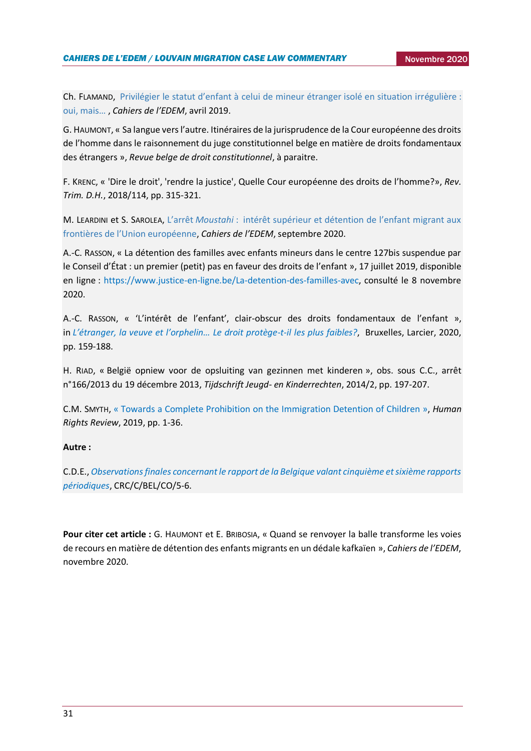Ch. FLAMAND, Privilégier le statut d'enfant à celui de mineur étranger isolé en situation irrégulière : oui, mais… , *Cahiers de l'EDEM*, avril 2019.

G. HAUMONT, « Sa langue vers l'autre. Itinéraires de la jurisprudence de la Cour européenne des droits de l'homme dans le raisonnement du juge constitutionnel belge en matière de droits fondamentaux des étrangers », *Revue belge de droit constitutionnel*, à paraitre.

F. KRENC, « 'Dire le droit', 'rendre la justice', Quelle Cour européenne des droits de l'homme?», *Rev. Trim. D.H.*, 2018/114, pp. 315-321.

M. LEARDINI et S. SAROLEA, L'arrêt *Moustahi* : intérêt supérieur et détention de l'enfant migrant aux frontières de l'Union européenne, *Cahiers de l'EDEM*, septembre 2020.

A.-C. RASSON, « La détention des familles avec enfants mineurs dans le centre 127bis suspendue par le Conseil d'État : un premier (petit) pas en faveur des droits de l'enfant », 17 juillet 2019, disponible en ligne : https://www.justice-en-ligne.be/La-detention-des-familles-avec, consulté le 8 novembre 2020.

A.-C. RASSON, « 'L'intérêt de l'enfant', clair-obscur des droits fondamentaux de l'enfant », in *L'étranger, la veuve et l'orphelin… Le droit protège-t-il les plus faibles?*, Bruxelles, Larcier, 2020, pp. 159-188.

H. RIAD, « België opniew voor de opsluiting van gezinnen met kinderen », obs. sous C.C., arrêt n°166/2013 du 19 décembre 2013, *Tijdschrift Jeugd- en Kinderrechten*, 2014/2, pp. 197-207.

C.M. SMYTH, « Towards a Complete Prohibition on the Immigration Detention of Children », *Human Rights Review*, 2019, pp. 1-36.

**Autre :**

C.D.E., *Observations finales concernant le rapport de la Belgique valant cinquième et sixième rapports périodiques*, CRC/C/BEL/CO/5-6.

**Pour citer cet article :** G. HAUMONT et E. BRIBOSIA, « Quand se renvoyer la balle transforme les voies de recours en matière de détention des enfants migrants en un dédale kafkaïen », *Cahiers de l'EDEM*, novembre 2020.